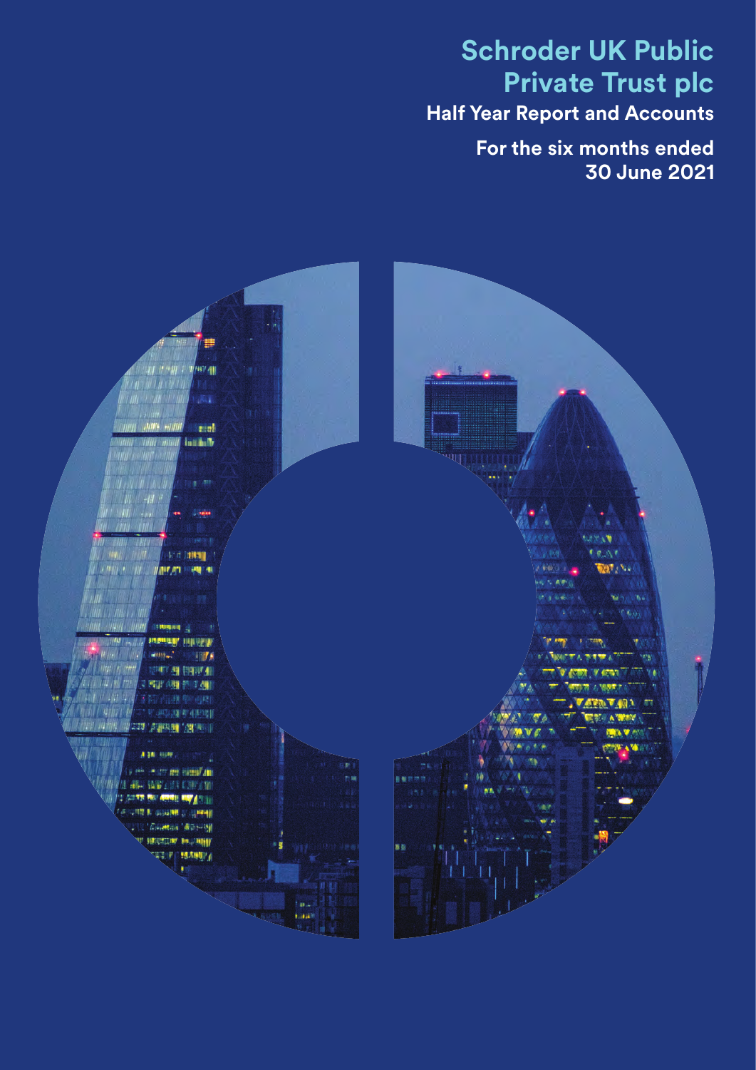# Schroder UK Public Private Trust plc

## Half Year Report and Accounts

**For the six months ended 30 June 2021**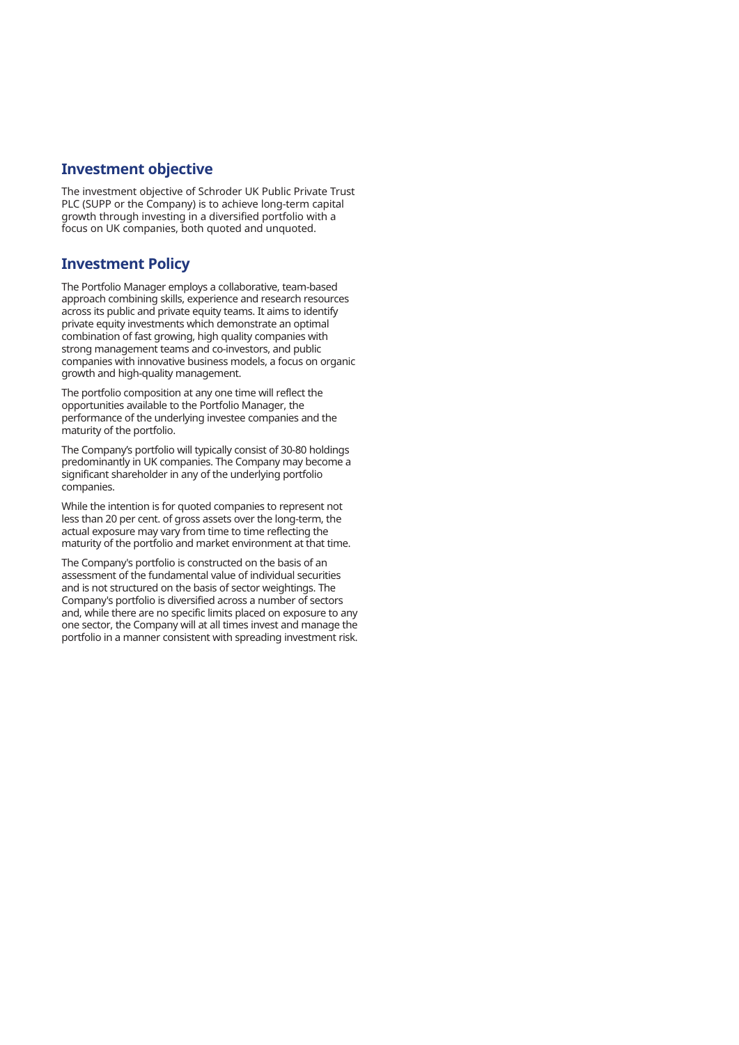## Investment objective

The investment objective of Schroder UK Public Private Trust PLC (SUPP or the Company) is to achieve long-term capital growth through investing in a diversified portfolio with a focus on UK companies, both quoted and unquoted.

## Investment Policy

The Portfolio Manager employs a collaborative, team-based approach combining skills, experience and research resources across its public and private equity teams. It aims to identify private equity investments which demonstrate an optimal combination of fast growing, high quality companies with strong management teams and co-investors, and public companies with innovative business models, a focus on organic growth and high-quality management.

The portfolio composition at any one time will reflect the opportunities available to the Portfolio Manager, the performance of the underlying investee companies and the maturity of the portfolio.

The Company's portfolio will typically consist of 30-80 holdings predominantly in UK companies. The Company may become a significant shareholder in any of the underlying portfolio companies.

While the intention is for quoted companies to represent not less than 20 per cent. of gross assets over the long-term, the actual exposure may vary from time to time reflecting the maturity of the portfolio and market environment at that time.

The Company's portfolio is constructed on the basis of an assessment of the fundamental value of individual securities and is not structured on the basis of sector weightings. The Company's portfolio is diversified across a number of sectors and, while there are no specific limits placed on exposure to any one sector, the Company will at all times invest and manage the portfolio in a manner consistent with spreading investment risk.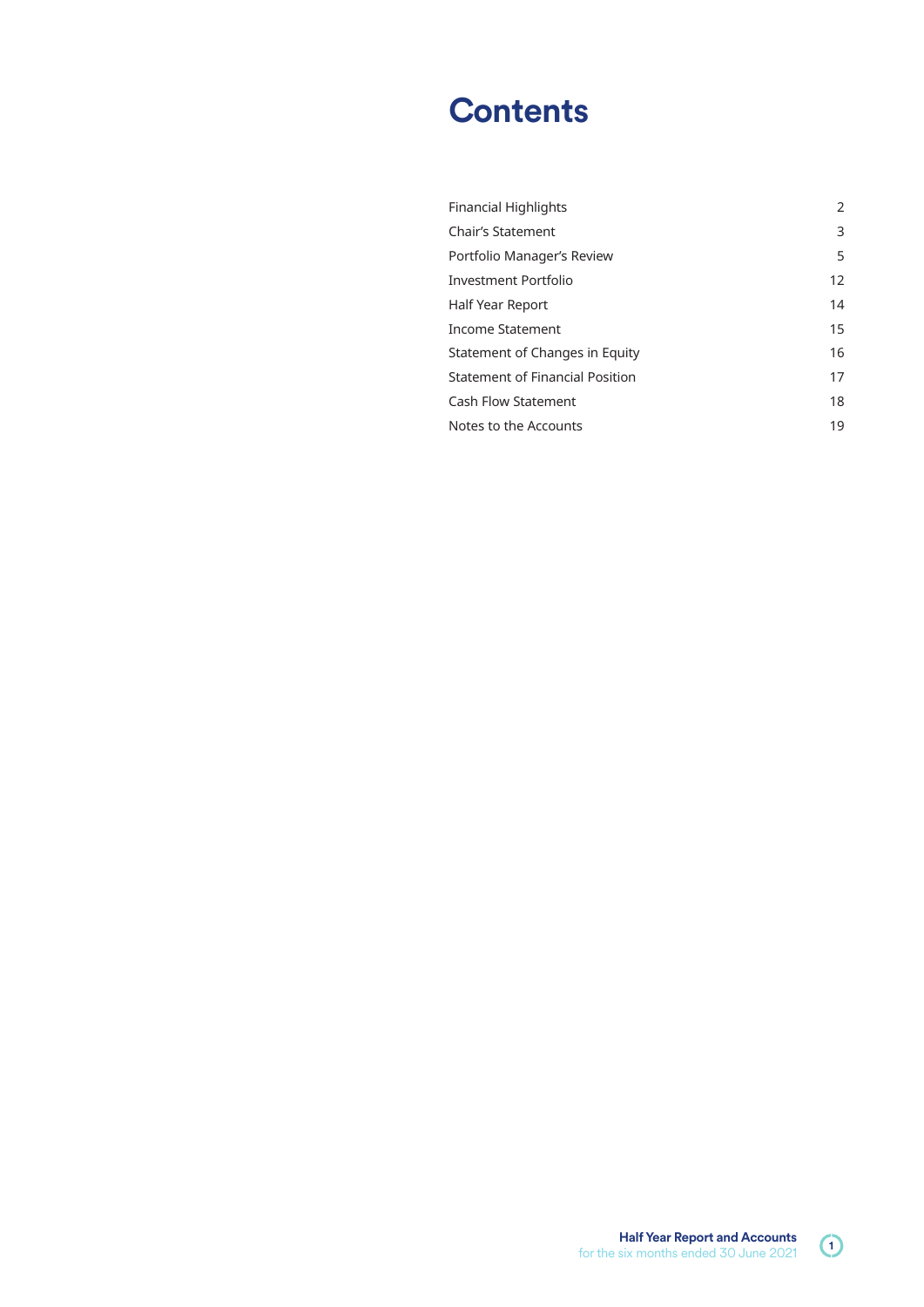# Contents

| | |
|---|---|
| Financial Highlights | 2 |
| Chair's Statement | 3 |
| Portfolio Manager's Review | 5 |
| Investment Portfolio | 12 |
| Half Year Report | 14 |
| Income Statement | 15 |
| Statement of Changes in Equity | 16 |
| Statement of Financial Position | 17 |
| Cash Flow Statement | 18 |
| Notes to the Accounts | 19 |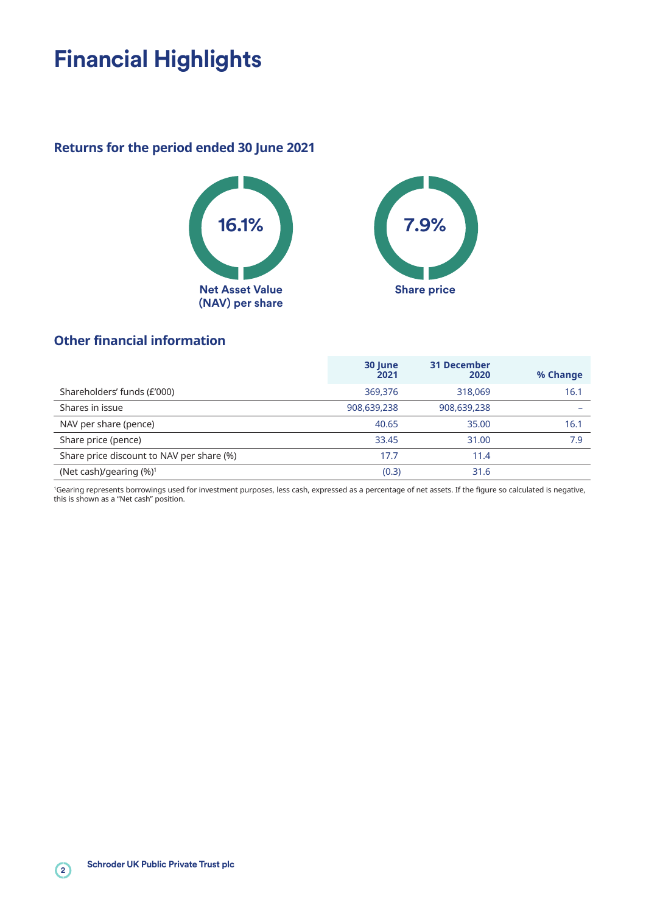# Financial Highlights

## Returns for the period ended 30 June 2021

**16.1%**
**Net Asset Value (NAV) per share**

**7.9%**
**Share price**

## Other financial information

| | 30 June 2021 | 31 December 2020 | % Change |
|---|---|---|---|
| Shareholders' funds (£'000) | 369,376 | 318,069 | 16.1 |
| Shares in issue | 908,639,238 | 908,639,238 | – |
| NAV per share (pence) | 40.65 | 35.00 | 16.1 |
| Share price (pence) | 33.45 | 31.00 | 7.9 |
| Share price discount to NAV per share (%) | 17.7 | 11.4 | |
| (Net cash)/gearing (%)[1] | (0.3) | 31.6 | |

[1]Gearing represents borrowings used for investment purposes, less cash, expressed as a percentage of net assets. If the figure so calculated is negative, this is shown as a "Net cash" position.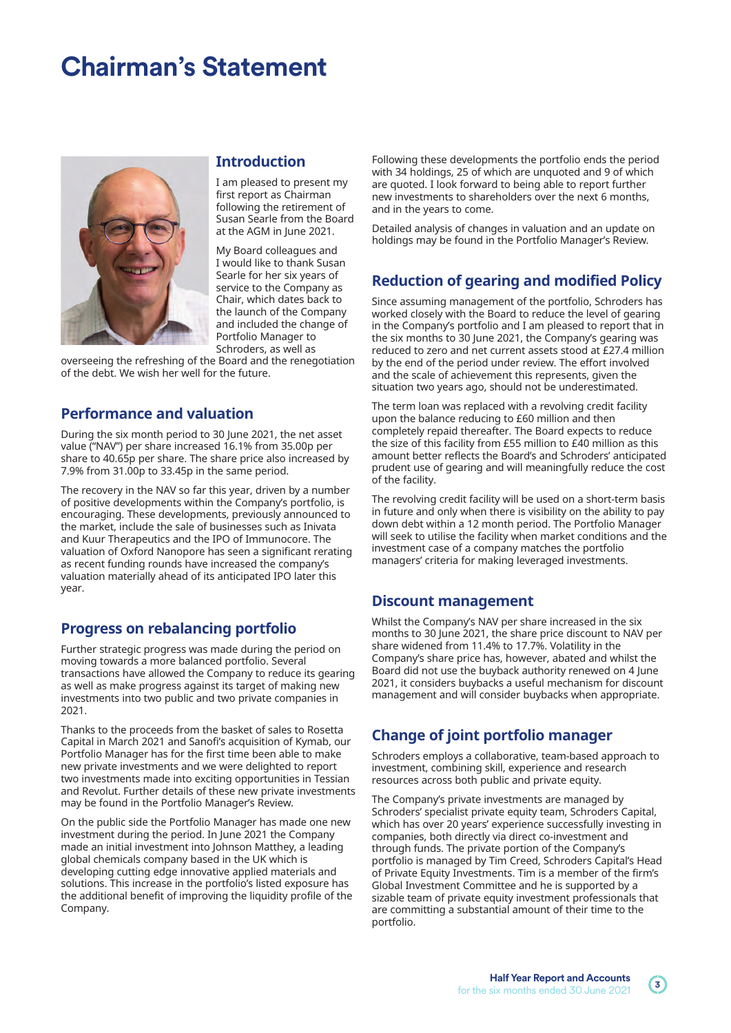# Chairman's Statement

## Introduction

I am pleased to present my first report as Chairman following the retirement of Susan Searle from the Board at the AGM in June 2021.

My Board colleagues and I would like to thank Susan Searle for her six years of service to the Company as Chair, which dates back to the launch of the Company and included the change of Portfolio Manager to Schroders, as well as overseeing the refreshing of the Board and the renegotiation of the debt. We wish her well for the future.

## Performance and valuation

During the six month period to 30 June 2021, the net asset value ("NAV") per share increased 16.1% from 35.00p per share to 40.65p per share. The share price also increased by 7.9% from 31.00p to 33.45p in the same period.

The recovery in the NAV so far this year, driven by a number of positive developments within the Company's portfolio, is encouraging. These developments, previously announced to the market, include the sale of businesses such as Invivata and Kuur Therapeutics and the IPO of Immunocore. The valuation of Oxford Nanopore has seen a significant rerating as recent funding rounds have increased the company's valuation materially ahead of its anticipated IPO later this year.

## Progress on rebalancing portfolio

Further strategic progress was made during the period on moving towards a more balanced portfolio. Several transactions have allowed the Company to reduce its gearing as well as make progress against its target of making new investments into two public and two private companies in 2021.

Thanks to the proceeds from the basket of sales to Rosetta Capital in March 2021 and Sanofi's acquisition of Kymab, our Portfolio Manager has for the first time been able to make new private investments and we were delighted to report two investments made into exciting opportunities in Tessian and Revolut. Further details of these new private investments may be found in the Portfolio Manager's Review.

On the public side the Portfolio Manager has made one new investment during the period. In June 2021 the Company made an initial investment into Johnson Matthey, a leading global chemicals company based in the UK which is developing cutting edge innovative applied materials and solutions. This increase in the portfolio's listed exposure has the additional benefit of improving the liquidity profile of the Company.

Following these developments the portfolio ends the period with 34 holdings, 25 of which are unquoted and 9 of which are quoted. I look forward to being able to report further new investments to shareholders over the next 6 months, and in the years to come.

Detailed analysis of changes in valuation and an update on holdings may be found in the Portfolio Manager's Review.

## Reduction of gearing and modified Policy

Since assuming management of the portfolio, Schroders has worked closely with the Board to reduce the level of gearing in the Company's portfolio and I am pleased to report that in the six months to 30 June 2021, the Company's gearing was reduced to zero and net current assets stood at £27.4 million by the end of the period under review. The effort involved and the scale of achievement this represents, given the situation two years ago, should not be underestimated.

The term loan was replaced with a revolving credit facility upon the balance reducing to £60 million and then completely repaid thereafter. The Board expects to reduce the size of this facility from £55 million to £40 million as this amount better reflects the Board's and Schroders' anticipated prudent use of gearing and will meaningfully reduce the cost of the facility.

The revolving credit facility will be used on a short-term basis in future and only when there is visibility on the ability to pay down debt within a 12 month period. The Portfolio Manager will seek to utilise the facility when market conditions and the investment case of a company matches the portfolio managers' criteria for making leveraged investments.

## Discount management

Whilst the Company's NAV per share increased in the six months to 30 June 2021, the share price discount to NAV per share widened from 11.4% to 17.7%. Volatility in the Company's share price has, however, abated and whilst the Board did not use the buyback authority renewed on 4 June 2021, it considers buybacks a useful mechanism for discount management and will consider buybacks when appropriate.

## Change of joint portfolio manager

Schroders employs a collaborative, team-based approach to investment, combining skill, experience and research resources across both public and private equity.

The Company's private investments are managed by Schroders' specialist private equity team, Schroders Capital, which has over 20 years' experience successfully investing in companies, both directly via direct co-investment and through funds. The private portion of the Company's portfolio is managed by Tim Creed, Schroders Capital's Head of Private Equity Investments. Tim is a member of the firm's Global Investment Committee and he is supported by a sizable team of private equity investment professionals that are committing a substantial amount of their time to the portfolio.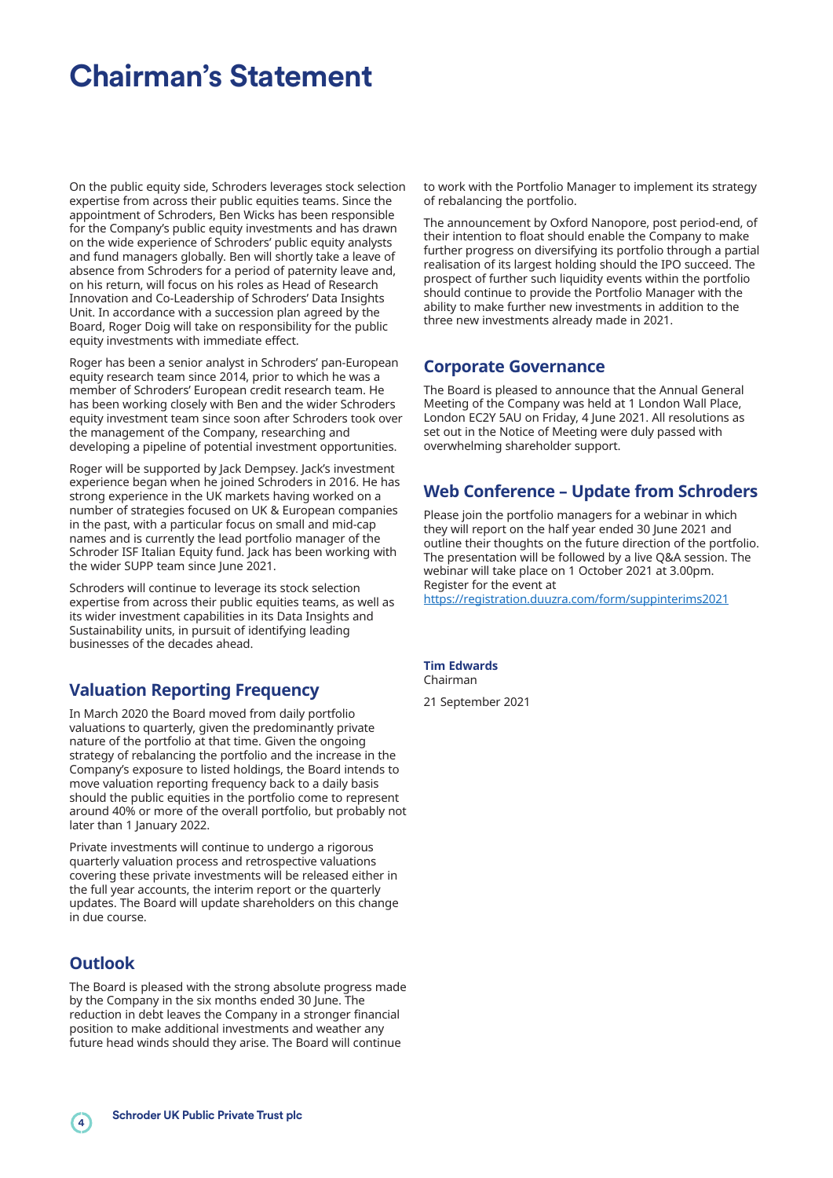# Chairman's Statement

On the public equity side, Schroders leverages stock selection expertise from across their public equities teams. Since the appointment of Schroders, Ben Wicks has been responsible for the Company's public equity investments and has drawn on the wide experience of Schroders' public equity analysts and fund managers globally. Ben will shortly take a leave of absence from Schroders for a period of paternity leave and, on his return, will focus on his roles as Head of Research Innovation and Co-Leadership of Schroders' Data Insights Unit. In accordance with a succession plan agreed by the Board, Roger Doig will take on responsibility for the public equity investments with immediate effect.

Roger has been a senior analyst in Schroders' pan-European equity research team since 2014, prior to which he was a member of Schroders' European credit research team. He has been working closely with Ben and the wider Schroders equity investment team since soon after Schroders took over the management of the Company, researching and developing a pipeline of potential investment opportunities.

Roger will be supported by Jack Dempsey. Jack's investment experience began when he joined Schroders in 2016. He has strong experience in the UK markets having worked on a number of strategies focused on UK & European companies in the past, with a particular focus on small and mid-cap names and is currently the lead portfolio manager of the Schroder ISF Italian Equity fund. Jack has been working with the wider SUPP team since June 2021.

Schroders will continue to leverage its stock selection expertise from across their public equities teams, as well as its wider investment capabilities in its Data Insights and Sustainability units, in pursuit of identifying leading businesses of the decades ahead.

## Valuation Reporting Frequency

In March 2020 the Board moved from daily portfolio valuations to quarterly, given the predominantly private nature of the portfolio at that time. Given the ongoing strategy of rebalancing the portfolio and the increase in the Company's exposure to listed holdings, the Board intends to move valuation reporting frequency back to a daily basis should the public equities in the portfolio come to represent around 40% or more of the overall portfolio, but probably not later than 1 January 2022.

Private investments will continue to undergo a rigorous quarterly valuation process and retrospective valuations covering these private investments will be released either in the full year accounts, the interim report or the quarterly updates. The Board will update shareholders on this change in due course.

## Outlook

The Board is pleased with the strong absolute progress made by the Company in the six months ended 30 June. The reduction in debt leaves the Company in a stronger financial position to make additional investments and weather any future head winds should they arise. The Board will continue to work with the Portfolio Manager to implement its strategy of rebalancing the portfolio.

The announcement by Oxford Nanopore, post period-end, of their intention to float should enable the Company to make further progress on diversifying its portfolio through a partial realisation of its largest holding should the IPO succeed. The prospect of further such liquidity events within the portfolio should continue to provide the Portfolio Manager with the ability to make further new investments in addition to the three new investments already made in 2021.

## Corporate Governance

The Board is pleased to announce that the Annual General Meeting of the Company was held at 1 London Wall Place, London EC2Y 5AU on Friday, 4 June 2021. All resolutions as set out in the Notice of Meeting were duly passed with overwhelming shareholder support.

## Web Conference – Update from Schroders

Please join the portfolio managers for a webinar in which they will report on the half year ended 30 June 2021 and outline their thoughts on the future direction of the portfolio. The presentation will be followed by a live Q&A session. The webinar will take place on 1 October 2021 at 3.00pm. Register for the event at https://registration.duuzra.com/form/suppinterims2021

**Tim Edwards**
Chairman

21 September 2021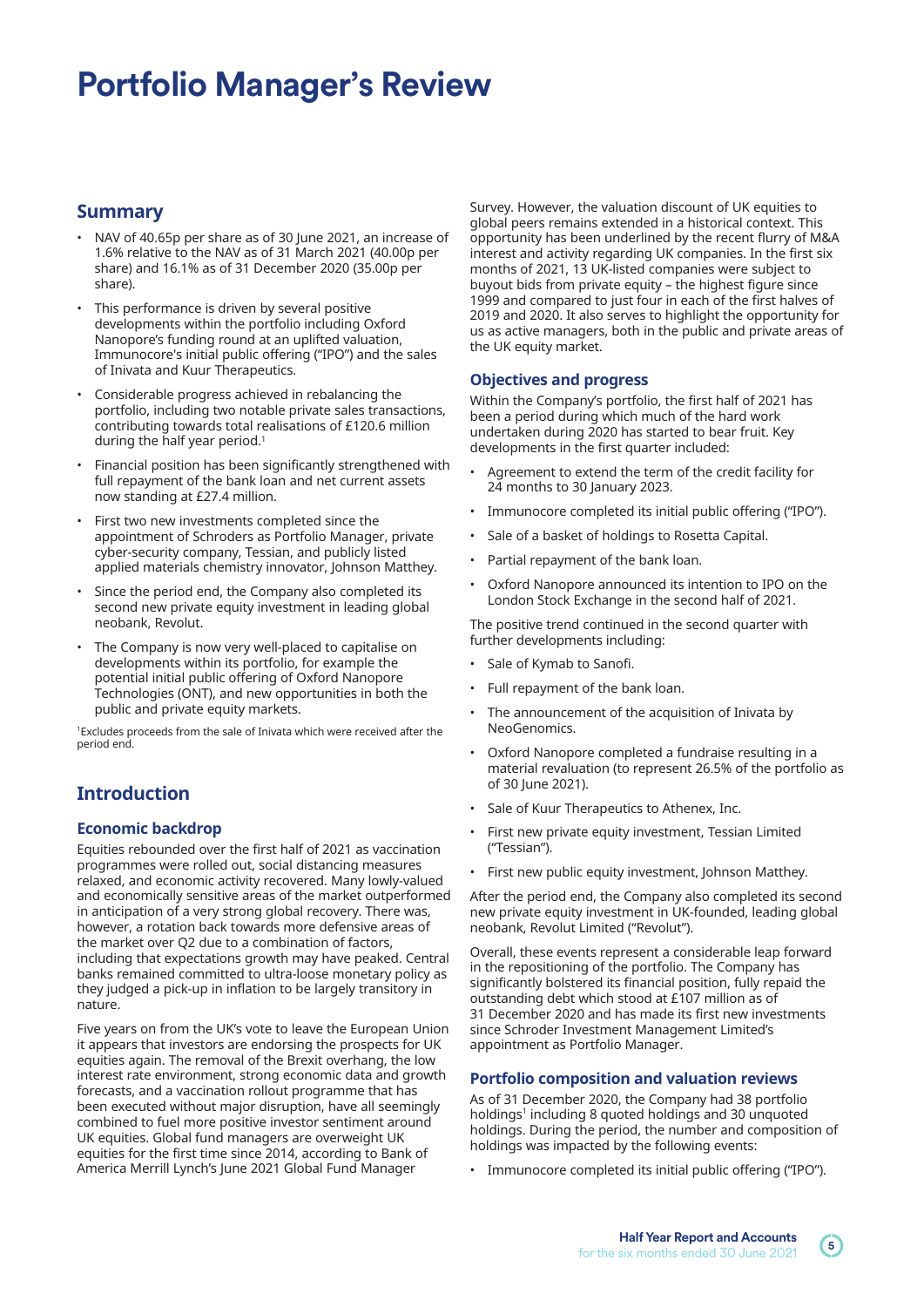# Portfolio Manager's Review

## Summary

- NAV of 40.65p per share as of 30 June 2021, an increase of 1.6% relative to the NAV as of 31 March 2021 (40.00p per share) and 16.1% as of 31 December 2020 (35.00p per share).
- This performance is driven by several positive developments within the portfolio including Oxford Nanopore's funding round at an uplifted valuation, Immunocore's initial public offering ("IPO") and the sales of Inivata and Kuur Therapeutics.
- Considerable progress achieved in rebalancing the portfolio, including two notable private sales transactions, contributing towards total realisations of £120.6 million during the half year period.[1]
- Financial position has been significantly strengthened with full repayment of the bank loan and net current assets now standing at £27.4 million.
- First two new investments completed since the appointment of Schroders as Portfolio Manager, private cyber-security company, Tessian, and publicly listed applied materials chemistry innovator, Johnson Matthey.
- Since the period end, the Company also completed its second new private equity investment in leading global neobank, Revolut.
- The Company is now very well-placed to capitalise on developments within its portfolio, for example the potential initial public offering of Oxford Nanopore Technologies (ONT), and new opportunities in both the public and private equity markets.

[1]Excludes proceeds from the sale of Inivata which were received after the period end.

## Introduction

### Economic backdrop

Equities rebounded over the first half of 2021 as vaccination programmes were rolled out, social distancing measures relaxed, and economic activity recovered. Many lowly-valued and economically sensitive areas of the market outperformed in anticipation of a very strong global recovery. There was, however, a rotation back towards more defensive areas of the market over Q2 due to a combination of factors, including that expectations growth may have peaked. Central banks remained committed to ultra-loose monetary policy as they judged a pick-up in inflation to be largely transitory in nature.

Five years on from the UK's vote to leave the European Union it appears that investors are endorsing the prospects for UK equities again. The removal of the Brexit overhang, the low interest rate environment, strong economic data and growth forecasts, and a vaccination rollout programme that has been executed without major disruption, have all seemingly combined to fuel more positive investor sentiment around UK equities. Global fund managers are overweight UK equities for the first time since 2014, according to Bank of America Merrill Lynch's June 2021 Global Fund Manager Survey. However, the valuation discount of UK equities to global peers remains extended in a historical context. This opportunity has been underlined by the recent flurry of M&A interest and activity regarding UK companies. In the first six months of 2021, 13 UK-listed companies were subject to buyout bids from private equity – the highest figure since 1999 and compared to just four in each of the first halves of 2019 and 2020. It also serves to highlight the opportunity for us as active managers, both in the public and private areas of the UK equity market.

### Objectives and progress

Within the Company's portfolio, the first half of 2021 has been a period during which much of the hard work undertaken during 2020 has started to bear fruit. Key developments in the first quarter included:

- Agreement to extend the term of the credit facility for 24 months to 30 January 2023.
- Immunocore completed its initial public offering ("IPO").
- Sale of a basket of holdings to Rosetta Capital.
- Partial repayment of the bank loan.
- Oxford Nanopore announced its intention to IPO on the London Stock Exchange in the second half of 2021.

The positive trend continued in the second quarter with further developments including:

- Sale of Kymab to Sanofi.
- Full repayment of the bank loan.
- The announcement of the acquisition of Inivata by NeoGenomics.
- Oxford Nanopore completed a fundraise resulting in a material revaluation (to represent 26.5% of the portfolio as of 30 June 2021).
- Sale of Kuur Therapeutics to Athenex, Inc.
- First new private equity investment, Tessian Limited ("Tessian").
- First new public equity investment, Johnson Matthey.

After the period end, the Company also completed its second new private equity investment in UK-founded, leading global neobank, Revolut Limited ("Revolut").

Overall, these events represent a considerable leap forward in the repositioning of the portfolio. The Company has significantly bolstered its financial position, fully repaid the outstanding debt which stood at £107 million as of 31 December 2020 and has made its first new investments since Schroder Investment Management Limited's appointment as Portfolio Manager.

### Portfolio composition and valuation reviews

As of 31 December 2020, the Company had 38 portfolio holdings[1] including 8 quoted holdings and 30 unquoted holdings. During the period, the number and composition of holdings was impacted by the following events:

- Immunocore completed its initial public offering ("IPO").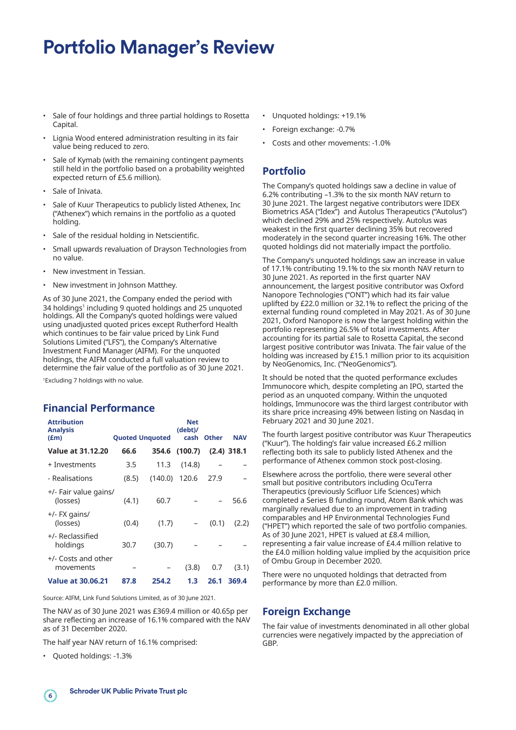# Portfolio Manager's Review

- Sale of four holdings and three partial holdings to Rosetta Capital.
- Lignia Wood entered administration resulting in its fair value being reduced to zero.
- Sale of Kymab (with the remaining contingent payments still held in the portfolio based on a probability weighted expected return of £5.6 million).
- Sale of Inivata.
- Sale of Kuur Therapeutics to publicly listed Athenex, Inc ("Athenex") which remains in the portfolio as a quoted holding.
- Sale of the residual holding in Netscientific.
- Small upwards revaluation of Drayson Technologies from no value.
- New investment in Tessian.
- New investment in Johnson Matthey.

As of 30 June 2021, the Company ended the period with 34 holdings[1] including 9 quoted holdings and 25 unquoted holdings. All the Company's quoted holdings were valued using unadjusted quoted prices except Rutherford Health which continues to be fair value priced by Link Fund Solutions Limited ("LFS"), the Company's Alternative Investment Fund Manager (AIFM). For the unquoted holdings, the AIFM conducted a full valuation review to determine the fair value of the portfolio as of 30 June 2021.

[1]Excluding 7 holdings with no value.

## Financial Performance

| Attribution Analysis (£m) | Quoted | Unquoted | Net (debt)/ cash | Other | NAV |
|---|---|---|---|---|---|
| **Value at 31.12.20** | **66.6** | **354.6** | **(100.7)** | **(2.4)** | **318.1** |
| + Investments | 3.5 | 11.3 | (14.8) | – | – |
| - Realisations | (8.5) | (140.0) | 120.6 | 27.9 | – |
| +/- Fair value gains/ (losses) | (4.1) | 60.7 | – | – | 56.6 |
| +/- FX gains/ (losses) | (0.4) | (1.7) | – | (0.1) | (2.2) |
| +/- Reclassified holdings | 30.7 | (30.7) | – | – | – |
| +/- Costs and other movements | – | – | (3.8) | 0.7 | (3.1) |
| **Value at 30.06.21** | **87.8** | **254.2** | **1.3** | **26.1** | **369.4** |

Source: AIFM, Link Fund Solutions Limited, as of 30 June 2021.

The NAV as of 30 June 2021 was £369.4 million or 40.65p per share reflecting an increase of 16.1% compared with the NAV as of 31 December 2020.

The half year NAV return of 16.1% comprised:

- Quoted holdings: -1.3%
- Unquoted holdings: +19.1%
- Foreign exchange: -0.7%
- Costs and other movements: -1.0%

## Portfolio

The Company's quoted holdings saw a decline in value of 6.2% contributing –1.3% to the six month NAV return to 30 June 2021. The largest negative contributors were IDEX Biometrics ASA ("Idex") and Autolus Therapeutics ("Autolus") which declined 29% and 25% respectively. Autolus was weakest in the first quarter declining 35% but recovered moderately in the second quarter increasing 16%. The other quoted holdings did not materially impact the portfolio.

The Company's unquoted holdings saw an increase in value of 17.1% contributing 19.1% to the six month NAV return to 30 June 2021. As reported in the first quarter NAV announcement, the largest positive contributor was Oxford Nanopore Technologies ("ONT") which had its fair value uplifted by £22.0 million or 32.1% to reflect the pricing of the external funding round completed in May 2021. As of 30 June 2021, Oxford Nanopore is now the largest holding within the portfolio representing 26.5% of total investments. After accounting for its partial sale to Rosetta Capital, the second largest positive contributor was Inivata. The fair value of the holding was increased by £15.1 million prior to its acquisition by NeoGenomics, Inc. ("NeoGenomics").

It should be noted that the quoted performance excludes Immunocore which, despite completing an IPO, started the period as an unquoted company. Within the unquoted holdings, Immunocore was the third largest contributor with its share price increasing 49% between listing on Nasdaq in February 2021 and 30 June 2021.

The fourth largest positive contributor was Kuur Therapeutics ("Kuur"). The holding's fair value increased £6.2 million reflecting both its sale to publicly listed Athenex and the performance of Athenex common stock post-closing.

Elsewhere across the portfolio, there were several other small but positive contributors including OcuTerra Therapeutics (previously Scifluor Life Sciences) which completed a Series B funding round, Atom Bank which was marginally revalued due to an improvement in trading comparables and HP Environmental Technologies Fund ("HPET") which reported the sale of two portfolio companies. As of 30 June 2021, HPET is valued at £8.4 million, representing a fair value increase of £4.4 million relative to the £4.0 million holding value implied by the acquisition price of Ombu Group in December 2020.

There were no unquoted holdings that detracted from performance by more than £2.0 million.

## Foreign Exchange

The fair value of investments denominated in all other global currencies were negatively impacted by the appreciation of GBP.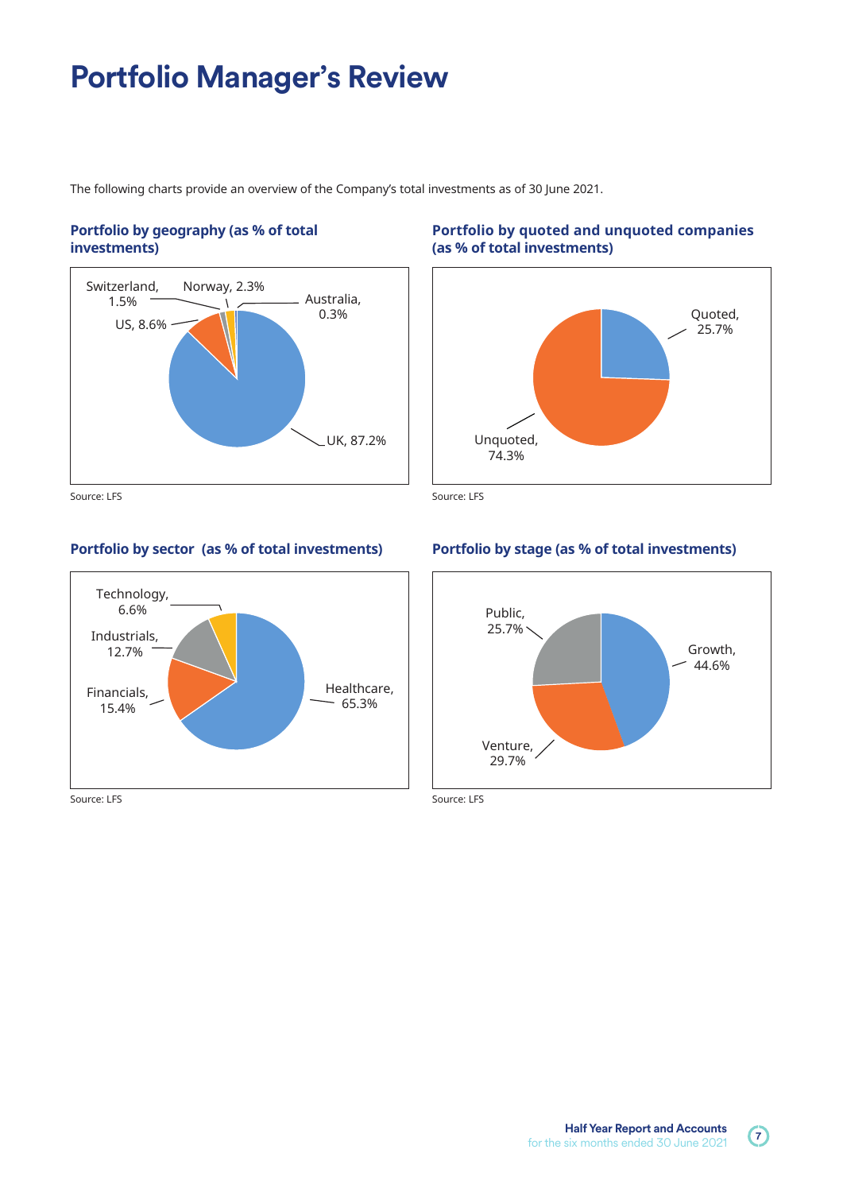# Portfolio Manager's Review

The following charts provide an overview of the Company's total investments as of 30 June 2021.

**Portfolio by geography (as % of total investments)**

Switzerland, 1.5%
Norway, 2.3%
Australia, 0.3%
US, 8.6%
UK, 87.2%

Source: LFS

**Portfolio by quoted and unquoted companies (as % of total investments)**

Quoted, 25.7%
Unquoted, 74.3%

Source: LFS

**Portfolio by sector (as % of total investments)**

Technology, 6.6%
Industrials, 12.7%
Financials, 15.4%
Healthcare, 65.3%

Source: LFS

**Portfolio by stage (as % of total investments)**

Public, 25.7%
Growth, 44.6%
Venture, 29.7%

Source: LFS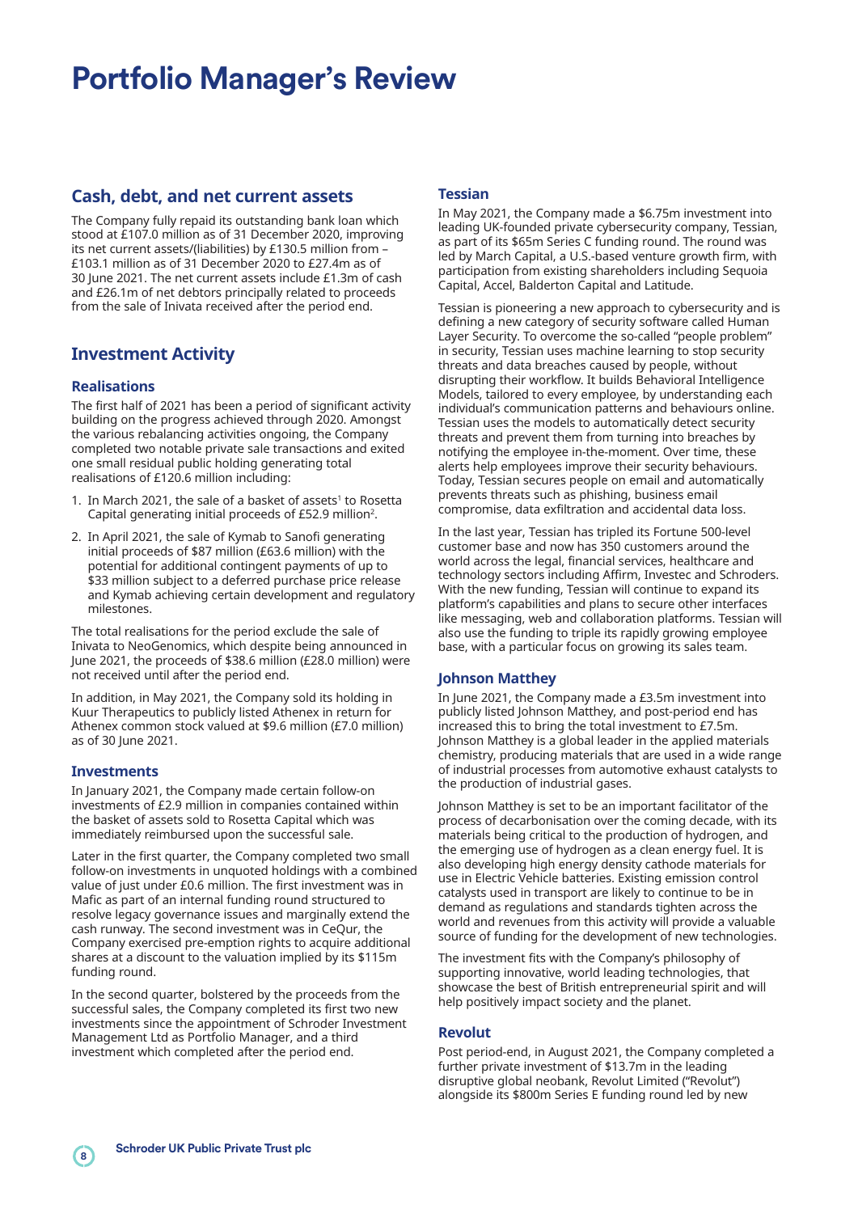# Portfolio Manager's Review

## Cash, debt, and net current assets

The Company fully repaid its outstanding bank loan which stood at £107.0 million as of 31 December 2020, improving its net current assets/(liabilities) by £130.5 million from –£103.1 million as of 31 December 2020 to £27.4m as of 30 June 2021. The net current assets include £1.3m of cash and £26.1m of net debtors principally related to proceeds from the sale of Inivata received after the period end.

## Investment Activity

### Realisations

The first half of 2021 has been a period of significant activity building on the progress achieved through 2020. Amongst the various rebalancing activities ongoing, the Company completed two notable private sale transactions and exited one small residual public holding generating total realisations of £120.6 million including:

1. In March 2021, the sale of a basket of assets[1] to Rosetta Capital generating initial proceeds of £52.9 million[2].
2. In April 2021, the sale of Kymab to Sanofi generating initial proceeds of $87 million (£63.6 million) with the potential for additional contingent payments of up to $33 million subject to a deferred purchase price release and Kymab achieving certain development and regulatory milestones.

The total realisations for the period exclude the sale of Inivata to NeoGenomics, which despite being announced in June 2021, the proceeds of $38.6 million (£28.0 million) were not received until after the period end.

In addition, in May 2021, the Company sold its holding in Kuur Therapeutics to publicly listed Athenex in return for Athenex common stock valued at $9.6 million (£7.0 million) as of 30 June 2021.

### Investments

In January 2021, the Company made certain follow-on investments of £2.9 million in companies contained within the basket of assets sold to Rosetta Capital which was immediately reimbursed upon the successful sale.

Later in the first quarter, the Company completed two small follow-on investments in unquoted holdings with a combined value of just under £0.6 million. The first investment was in Mafic as part of an internal funding round structured to resolve legacy governance issues and marginally extend the cash runway. The second investment was in CeQur, the Company exercised pre-emption rights to acquire additional shares at a discount to the valuation implied by its $115m funding round.

In the second quarter, bolstered by the proceeds from the successful sales, the Company completed its first two new investments since the appointment of Schroder Investment Management Ltd as Portfolio Manager, and a third investment which completed after the period end.

### Tessian

In May 2021, the Company made a $6.75m investment into leading UK-founded private cybersecurity company, Tessian, as part of its $65m Series C funding round. The round was led by March Capital, a U.S.-based venture growth firm, with participation from existing shareholders including Sequoia Capital, Accel, Balderton Capital and Latitude.

Tessian is pioneering a new approach to cybersecurity and is defining a new category of security software called Human Layer Security. To overcome the so-called "people problem" in security, Tessian uses machine learning to stop security threats and data breaches caused by people, without disrupting their workflow. It builds Behavioral Intelligence Models, tailored to every employee, by understanding each individual's communication patterns and behaviours online. Tessian uses the models to automatically detect security threats and prevent them from turning into breaches by notifying the employee in-the-moment. Over time, these alerts help employees improve their security behaviours. Today, Tessian secures people on email and automatically prevents threats such as phishing, business email compromise, data exfiltration and accidental data loss.

In the last year, Tessian has tripled its Fortune 500-level customer base and now has 350 customers around the world across the legal, financial services, healthcare and technology sectors including Affirm, Investec and Schroders. With the new funding, Tessian will continue to expand its platform's capabilities and plans to secure other interfaces like messaging, web and collaboration platforms. Tessian will also use the funding to triple its rapidly growing employee base, with a particular focus on growing its sales team.

### Johnson Matthey

In June 2021, the Company made a £3.5m investment into publicly listed Johnson Matthey, and post-period end has increased this to bring the total investment to £7.5m. Johnson Matthey is a global leader in the applied materials chemistry, producing materials that are used in a wide range of industrial processes from automotive exhaust catalysts to the production of industrial gases.

Johnson Matthey is set to be an important facilitator of the process of decarbonisation over the coming decade, with its materials being critical to the production of hydrogen, and the emerging use of hydrogen as a clean energy fuel. It is also developing high energy density cathode materials for use in Electric Vehicle batteries. Existing emission control catalysts used in transport are likely to continue to be in demand as regulations and standards tighten across the world and revenues from this activity will provide a valuable source of funding for the development of new technologies.

The investment fits with the Company's philosophy of supporting innovative, world leading technologies, that showcase the best of British entrepreneurial spirit and will help positively impact society and the planet.

### Revolut

Post period-end, in August 2021, the Company completed a further private investment of $13.7m in the leading disruptive global neobank, Revolut Limited ("Revolut") alongside its $800m Series E funding round led by new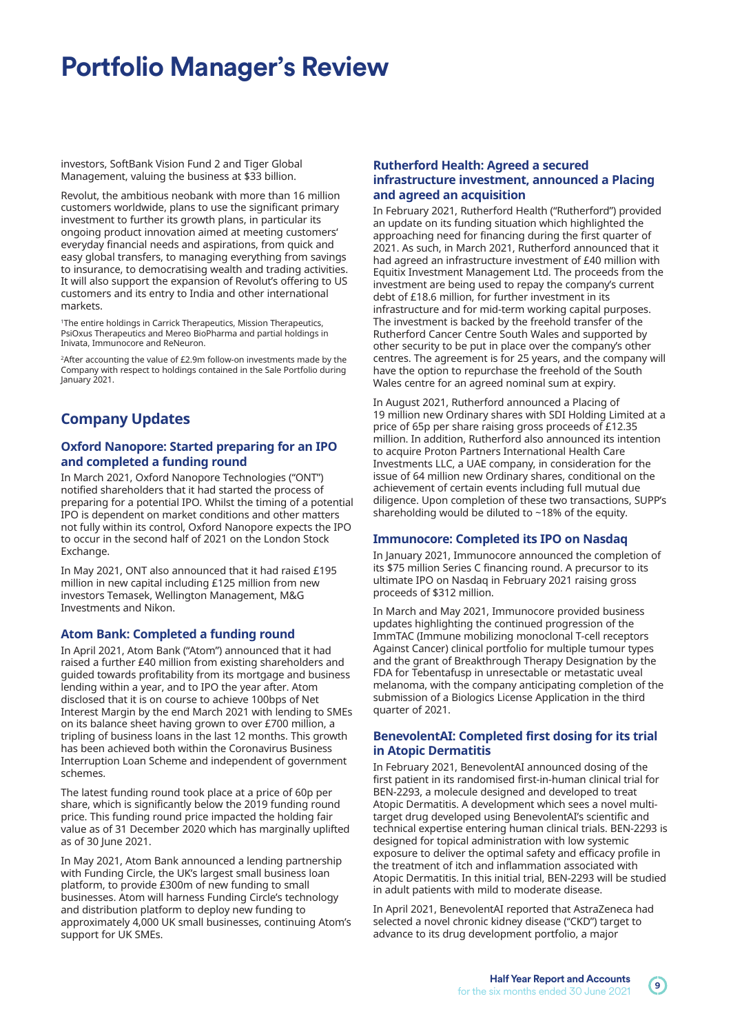# Portfolio Manager's Review

investors, SoftBank Vision Fund 2 and Tiger Global Management, valuing the business at $33 billion.

Revolut, the ambitious neobank with more than 16 million customers worldwide, plans to use the significant primary investment to further its growth plans, in particular its ongoing product innovation aimed at meeting customers' everyday financial needs and aspirations, from quick and easy global transfers, to managing everything from savings to insurance, to democratising wealth and trading activities. It will also support the expansion of Revolut's offering to US customers and its entry to India and other international markets.

[1]The entire holdings in Carrick Therapeutics, Mission Therapeutics, PsiOxus Therapeutics and Mereo BioPharma and partial holdings in Inivata, Immunocore and ReNeuron.

[2]After accounting the value of £2.9m follow-on investments made by the Company with respect to holdings contained in the Sale Portfolio during January 2021.

## Company Updates

### Oxford Nanopore: Started preparing for an IPO and completed a funding round

In March 2021, Oxford Nanopore Technologies ("ONT") notified shareholders that it had started the process of preparing for a potential IPO. Whilst the timing of a potential IPO is dependent on market conditions and other matters not fully within its control, Oxford Nanopore expects the IPO to occur in the second half of 2021 on the London Stock Exchange.

In May 2021, ONT also announced that it had raised £195 million in new capital including £125 million from new investors Temasek, Wellington Management, M&G Investments and Nikon.

### Atom Bank: Completed a funding round

In April 2021, Atom Bank ("Atom") announced that it had raised a further £40 million from existing shareholders and guided towards profitability from its mortgage and business lending within a year, and to IPO the year after. Atom disclosed that it is on course to achieve 100bps of Net Interest Margin by the end March 2021 with lending to SMEs on its balance sheet having grown to over £700 million, a tripling of business loans in the last 12 months. This growth has been achieved both within the Coronavirus Business Interruption Loan Scheme and independent of government schemes.

The latest funding round took place at a price of 60p per share, which is significantly below the 2019 funding round price. This funding round price impacted the holding fair value as of 31 December 2020 which has marginally uplifted as of 30 June 2021.

In May 2021, Atom Bank announced a lending partnership with Funding Circle, the UK's largest small business loan platform, to provide £300m of new funding to small businesses. Atom will harness Funding Circle's technology and distribution platform to deploy new funding to approximately 4,000 UK small businesses, continuing Atom's support for UK SMEs.

### Rutherford Health: Agreed a secured infrastructure investment, announced a Placing and agreed an acquisition

In February 2021, Rutherford Health ("Rutherford") provided an update on its funding situation which highlighted the approaching need for financing during the first quarter of 2021. As such, in March 2021, Rutherford announced that it had agreed an infrastructure investment of £40 million with Equitix Investment Management Ltd. The proceeds from the investment are being used to repay the company's current debt of £18.6 million, for further investment in its infrastructure and for mid-term working capital purposes. The investment is backed by the freehold transfer of the Rutherford Cancer Centre South Wales and supported by other security to be put in place over the company's other centres. The agreement is for 25 years, and the company will have the option to repurchase the freehold of the South Wales centre for an agreed nominal sum at expiry.

In August 2021, Rutherford announced a Placing of 19 million new Ordinary shares with SDI Holding Limited at a price of 65p per share raising gross proceeds of £12.35 million. In addition, Rutherford also announced its intention to acquire Proton Partners International Health Care Investments LLC, a UAE company, in consideration for the issue of 64 million new Ordinary shares, conditional on the achievement of certain events including full mutual due diligence. Upon completion of these two transactions, SUPP's shareholding would be diluted to ~18% of the equity.

### Immunocore: Completed its IPO on Nasdaq

In January 2021, Immunocore announced the completion of its $75 million Series C financing round. A precursor to its ultimate IPO on Nasdaq in February 2021 raising gross proceeds of $312 million.

In March and May 2021, Immunocore provided business updates highlighting the continued progression of the ImmTAC (Immune mobilizing monoclonal T-cell receptors Against Cancer) clinical portfolio for multiple tumour types and the grant of Breakthrough Therapy Designation by the FDA for Tebentafusp in unresectable or metastatic uveal melanoma, with the company anticipating completion of the submission of a Biologics License Application in the third quarter of 2021.

### BenevolentAI: Completed first dosing for its trial in Atopic Dermatitis

In February 2021, BenevolentAI announced dosing of the first patient in its randomised first-in-human clinical trial for BEN-2293, a molecule designed and developed to treat Atopic Dermatitis. A development which sees a novel multi-target drug developed using BenevolentAI's scientific and technical expertise entering human clinical trials. BEN-2293 is designed for topical administration with low systemic exposure to deliver the optimal safety and efficacy profile in the treatment of itch and inflammation associated with Atopic Dermatitis. In this initial trial, BEN-2293 will be studied in adult patients with mild to moderate disease.

In April 2021, BenevolentAI reported that AstraZeneca had selected a novel chronic kidney disease ("CKD") target to advance to its drug development portfolio, a major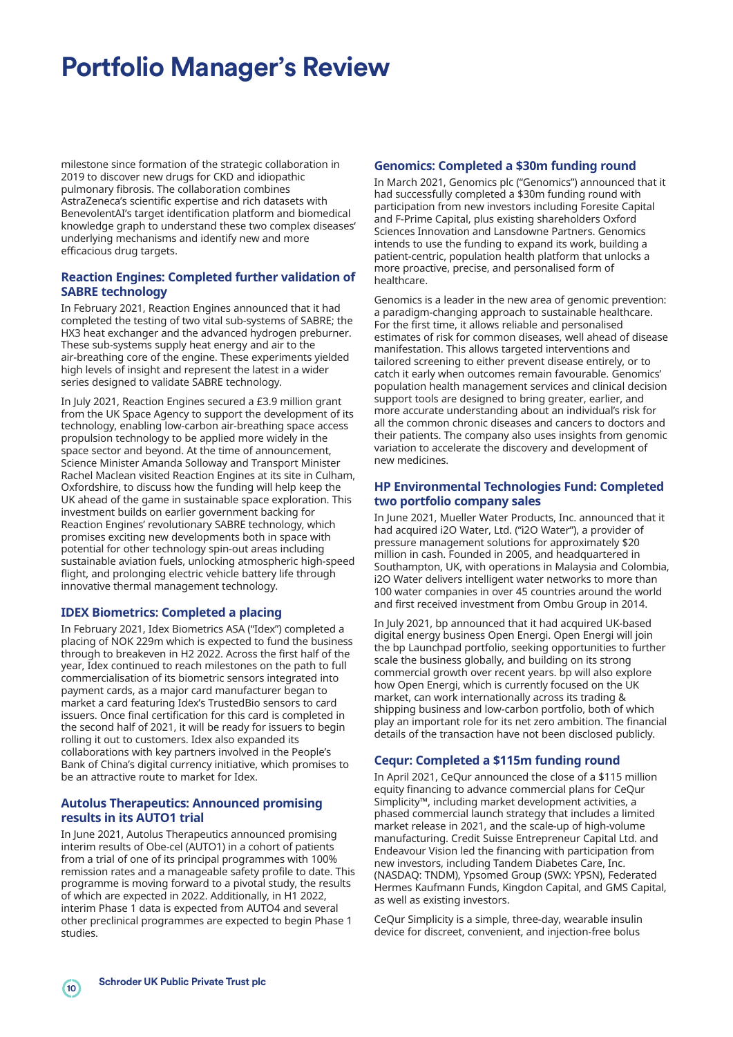# Portfolio Manager's Review

milestone since formation of the strategic collaboration in 2019 to discover new drugs for CKD and idiopathic pulmonary fibrosis. The collaboration combines AstraZeneca's scientific expertise and rich datasets with BenevolentAI's target identification platform and biomedical knowledge graph to understand these two complex diseases' underlying mechanisms and identify new and more efficacious drug targets.

### Reaction Engines: Completed further validation of SABRE technology

In February 2021, Reaction Engines announced that it had completed the testing of two vital sub-systems of SABRE; the HX3 heat exchanger and the advanced hydrogen preburner. These sub-systems supply heat energy and air to the air-breathing core of the engine. These experiments yielded high levels of insight and represent the latest in a wider series designed to validate SABRE technology.

In July 2021, Reaction Engines secured a £3.9 million grant from the UK Space Agency to support the development of its technology, enabling low-carbon air-breathing space access propulsion technology to be applied more widely in the space sector and beyond. At the time of announcement, Science Minister Amanda Solloway and Transport Minister Rachel Maclean visited Reaction Engines at its site in Culham, Oxfordshire, to discuss how the funding will help keep the UK ahead of the game in sustainable space exploration. This investment builds on earlier government backing for Reaction Engines' revolutionary SABRE technology, which promises exciting new developments both in space with potential for other technology spin-out areas including sustainable aviation fuels, unlocking atmospheric high-speed flight, and prolonging electric vehicle battery life through innovative thermal management technology.

### IDEX Biometrics: Completed a placing

In February 2021, Idex Biometrics ASA ("Idex") completed a placing of NOK 229m which is expected to fund the business through to breakeven in H2 2022. Across the first half of the year, Idex continued to reach milestones on the path to full commercialisation of its biometric sensors integrated into payment cards, as a major card manufacturer began to market a card featuring Idex's TrustedBio sensors to card issuers. Once final certification for this card is completed in the second half of 2021, it will be ready for issuers to begin rolling it out to customers. Idex also expanded its collaborations with key partners involved in the People's Bank of China's digital currency initiative, which promises to be an attractive route to market for Idex.

### Autolus Therapeutics: Announced promising results in its AUTO1 trial

In June 2021, Autolus Therapeutics announced promising interim results of Obe-cel (AUTO1) in a cohort of patients from a trial of one of its principal programmes with 100% remission rates and a manageable safety profile to date. This programme is moving forward to a pivotal study, the results of which are expected in 2022. Additionally, in H1 2022, interim Phase 1 data is expected from AUTO4 and several other preclinical programmes are expected to begin Phase 1 studies.

### Genomics: Completed a $30m funding round

In March 2021, Genomics plc ("Genomics") announced that it had successfully completed a $30m funding round with participation from new investors including Foresite Capital and F-Prime Capital, plus existing shareholders Oxford Sciences Innovation and Lansdowne Partners. Genomics intends to use the funding to expand its work, building a patient-centric, population health platform that unlocks a more proactive, precise, and personalised form of healthcare.

Genomics is a leader in the new area of genomic prevention: a paradigm-changing approach to sustainable healthcare. For the first time, it allows reliable and personalised estimates of risk for common diseases, well ahead of disease manifestation. This allows targeted interventions and tailored screening to either prevent disease entirely, or to catch it early when outcomes remain favourable. Genomics' population health management services and clinical decision support tools are designed to bring greater, earlier, and more accurate understanding about an individual's risk for all the common chronic diseases and cancers to doctors and their patients. The company also uses insights from genomic variation to accelerate the discovery and development of new medicines.

### HP Environmental Technologies Fund: Completed two portfolio company sales

In June 2021, Mueller Water Products, Inc. announced that it had acquired i2O Water, Ltd. ("i2O Water"), a provider of pressure management solutions for approximately $20 million in cash. Founded in 2005, and headquartered in Southampton, UK, with operations in Malaysia and Colombia, i2O Water delivers intelligent water networks to more than 100 water companies in over 45 countries around the world and first received investment from Ombu Group in 2014.

In July 2021, bp announced that it had acquired UK-based digital energy business Open Energi. Open Energi will join the bp Launchpad portfolio, seeking opportunities to further scale the business globally, and building on its strong commercial growth over recent years. bp will also explore how Open Energi, which is currently focused on the UK market, can work internationally across its trading & shipping business and low-carbon portfolio, both of which play an important role for its net zero ambition. The financial details of the transaction have not been disclosed publicly.

### Cequr: Completed a $115m funding round

In April 2021, CeQur announced the close of a $115 million equity financing to advance commercial plans for CeQur Simplicity™, including market development activities, a phased commercial launch strategy that includes a limited market release in 2021, and the scale-up of high-volume manufacturing. Credit Suisse Entrepreneur Capital Ltd. and Endeavour Vision led the financing with participation from new investors, including Tandem Diabetes Care, Inc. (NASDAQ: TNDM), Ypsomed Group (SWX: YPSN), Federated Hermes Kaufmann Funds, Kingdon Capital, and GMS Capital, as well as existing investors.

CeQur Simplicity is a simple, three-day, wearable insulin device for discreet, convenient, and injection-free bolus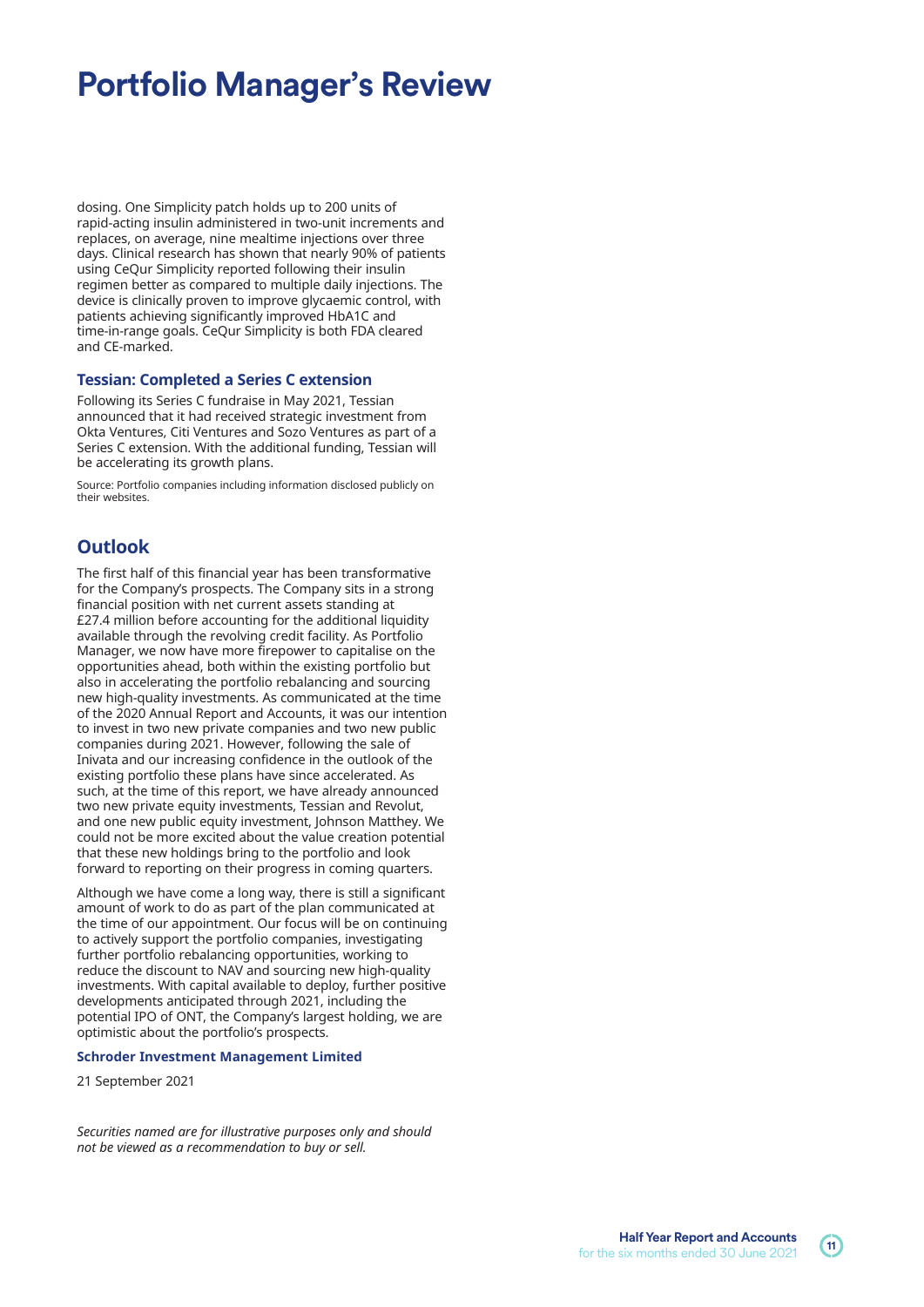# Portfolio Manager's Review

dosing. One Simplicity patch holds up to 200 units of rapid-acting insulin administered in two-unit increments and replaces, on average, nine mealtime injections over three days. Clinical research has shown that nearly 90% of patients using CeQur Simplicity reported following their insulin regimen better as compared to multiple daily injections. The device is clinically proven to improve glycaemic control, with patients achieving significantly improved HbA1C and time-in-range goals. CeQur Simplicity is both FDA cleared and CE-marked.

### Tessian: Completed a Series C extension

Following its Series C fundraise in May 2021, Tessian announced that it had received strategic investment from Okta Ventures, Citi Ventures and Sozo Ventures as part of a Series C extension. With the additional funding, Tessian will be accelerating its growth plans.

Source: Portfolio companies including information disclosed publicly on their websites.

## Outlook

The first half of this financial year has been transformative for the Company's prospects. The Company sits in a strong financial position with net current assets standing at £27.4 million before accounting for the additional liquidity available through the revolving credit facility. As Portfolio Manager, we now have more firepower to capitalise on the opportunities ahead, both within the existing portfolio but also in accelerating the portfolio rebalancing and sourcing new high-quality investments. As communicated at the time of the 2020 Annual Report and Accounts, it was our intention to invest in two new private companies and two new public companies during 2021. However, following the sale of Inivata and our increasing confidence in the outlook of the existing portfolio these plans have since accelerated. As such, at the time of this report, we have already announced two new private equity investments, Tessian and Revolut, and one new public equity investment, Johnson Matthey. We could not be more excited about the value creation potential that these new holdings bring to the portfolio and look forward to reporting on their progress in coming quarters.

Although we have come a long way, there is still a significant amount of work to do as part of the plan communicated at the time of our appointment. Our focus will be on continuing to actively support the portfolio companies, investigating further portfolio rebalancing opportunities, working to reduce the discount to NAV and sourcing new high-quality investments. With capital available to deploy, further positive developments anticipated through 2021, including the potential IPO of ONT, the Company's largest holding, we are optimistic about the portfolio's prospects.

**Schroder Investment Management Limited**

21 September 2021

*Securities named are for illustrative purposes only and should not be viewed as a recommendation to buy or sell.*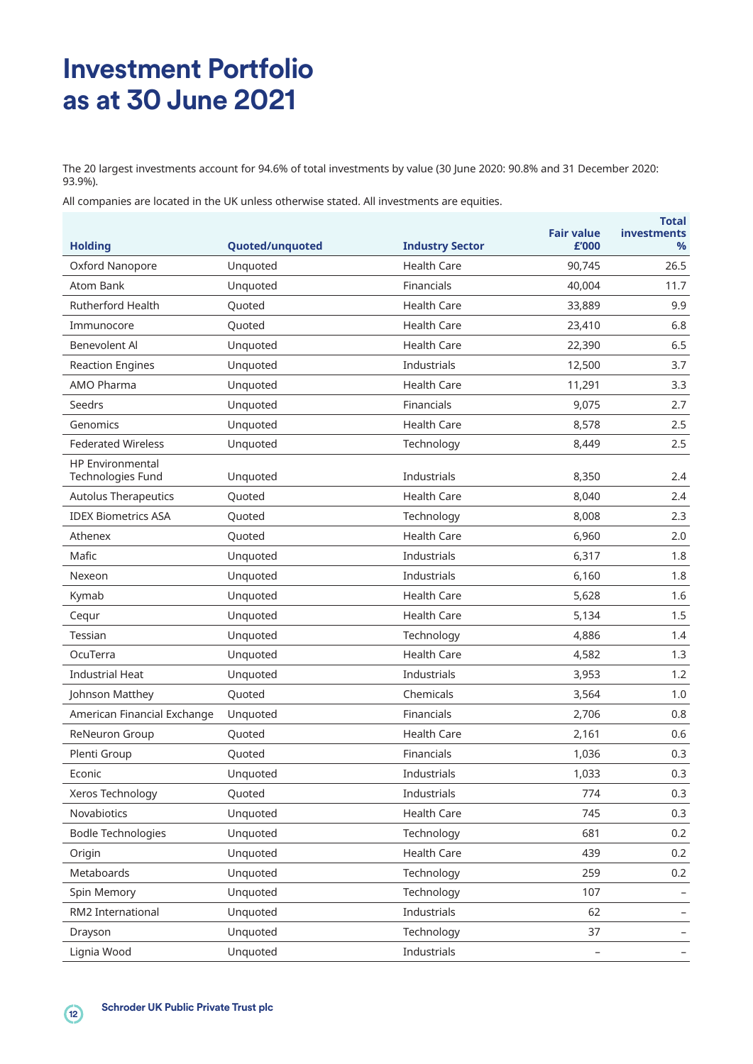# Investment Portfolio as at 30 June 2021

The 20 largest investments account for 94.6% of total investments by value (30 June 2020: 90.8% and 31 December 2020: 93.9%).

All companies are located in the UK unless otherwise stated. All investments are equities.

| Holding | Quoted/unquoted | Industry Sector | Fair value £'000 | Total investments % |
|---|---|---|---|---|
| Oxford Nanopore | Unquoted | Health Care | 90,745 | 26.5 |
| Atom Bank | Unquoted | Financials | 40,004 | 11.7 |
| Rutherford Health | Quoted | Health Care | 33,889 | 9.9 |
| Immunocore | Quoted | Health Care | 23,410 | 6.8 |
| Benevolent AI | Unquoted | Health Care | 22,390 | 6.5 |
| Reaction Engines | Unquoted | Industrials | 12,500 | 3.7 |
| AMO Pharma | Unquoted | Health Care | 11,291 | 3.3 |
| Seedrs | Unquoted | Financials | 9,075 | 2.7 |
| Genomics | Unquoted | Health Care | 8,578 | 2.5 |
| Federated Wireless | Unquoted | Technology | 8,449 | 2.5 |
| HP Environmental Technologies Fund | Unquoted | Industrials | 8,350 | 2.4 |
| Autolus Therapeutics | Quoted | Health Care | 8,040 | 2.4 |
| IDEX Biometrics ASA | Quoted | Technology | 8,008 | 2.3 |
| Athenex | Quoted | Health Care | 6,960 | 2.0 |
| Mafic | Unquoted | Industrials | 6,317 | 1.8 |
| Nexeon | Unquoted | Industrials | 6,160 | 1.8 |
| Kymab | Unquoted | Health Care | 5,628 | 1.6 |
| Cequr | Unquoted | Health Care | 5,134 | 1.5 |
| Tessian | Unquoted | Technology | 4,886 | 1.4 |
| OcuTerra | Unquoted | Health Care | 4,582 | 1.3 |
| Industrial Heat | Unquoted | Industrials | 3,953 | 1.2 |
| Johnson Matthey | Quoted | Chemicals | 3,564 | 1.0 |
| American Financial Exchange | Unquoted | Financials | 2,706 | 0.8 |
| ReNeuron Group | Quoted | Health Care | 2,161 | 0.6 |
| Plenti Group | Quoted | Financials | 1,036 | 0.3 |
| Econic | Unquoted | Industrials | 1,033 | 0.3 |
| Xeros Technology | Quoted | Industrials | 774 | 0.3 |
| Novabiotics | Unquoted | Health Care | 745 | 0.3 |
| Bodle Technologies | Unquoted | Technology | 681 | 0.2 |
| Origin | Unquoted | Health Care | 439 | 0.2 |
| Metaboards | Unquoted | Technology | 259 | 0.2 |
| Spin Memory | Unquoted | Technology | 107 | – |
| RM2 International | Unquoted | Industrials | 62 | – |
| Drayson | Unquoted | Technology | 37 | – |
| Lignia Wood | Unquoted | Industrials | – | – |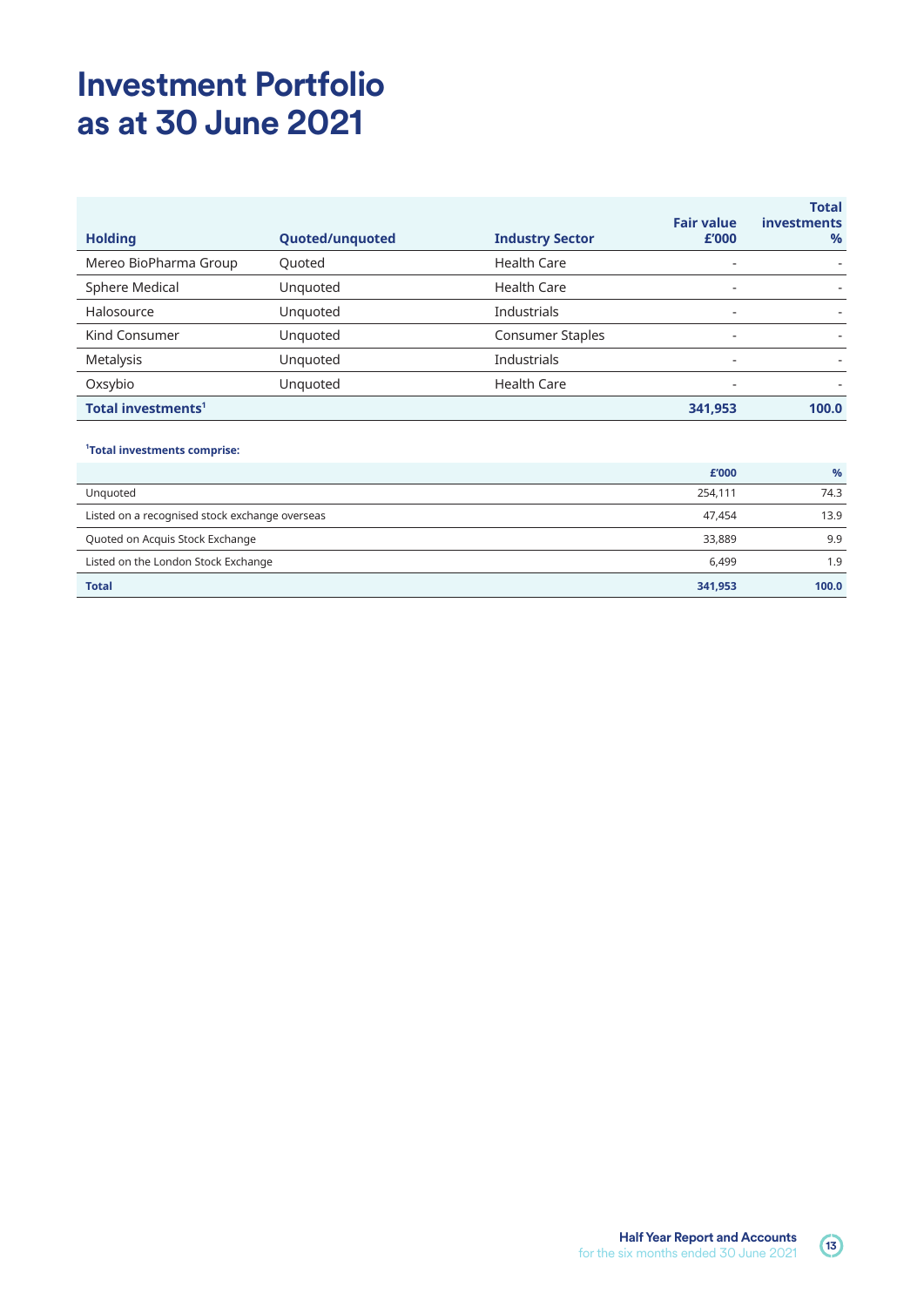# Investment Portfolio as at 30 June 2021

| Holding | Quoted/unquoted | Industry Sector | Fair value £'000 | Total investments % |
|---|---|---|---|---|
| Mereo BioPharma Group | Quoted | Health Care | - | - |
| Sphere Medical | Unquoted | Health Care | - | - |
| Halosource | Unquoted | Industrials | - | - |
| Kind Consumer | Unquoted | Consumer Staples | - | - |
| Metalysis | Unquoted | Industrials | - | - |
| Oxsybio | Unquoted | Health Care | - | - |
| **Total investments[1]** | | | **341,953** | **100.0** |

**[1]Total investments comprise:**

| | £'000 | % |
|---|---|---|
| Unquoted | 254,111 | 74.3 |
| Listed on a recognised stock exchange overseas | 47,454 | 13.9 |
| Quoted on Acquis Stock Exchange | 33,889 | 9.9 |
| Listed on the London Stock Exchange | 6,499 | 1.9 |
| **Total** | **341,953** | **100.0** |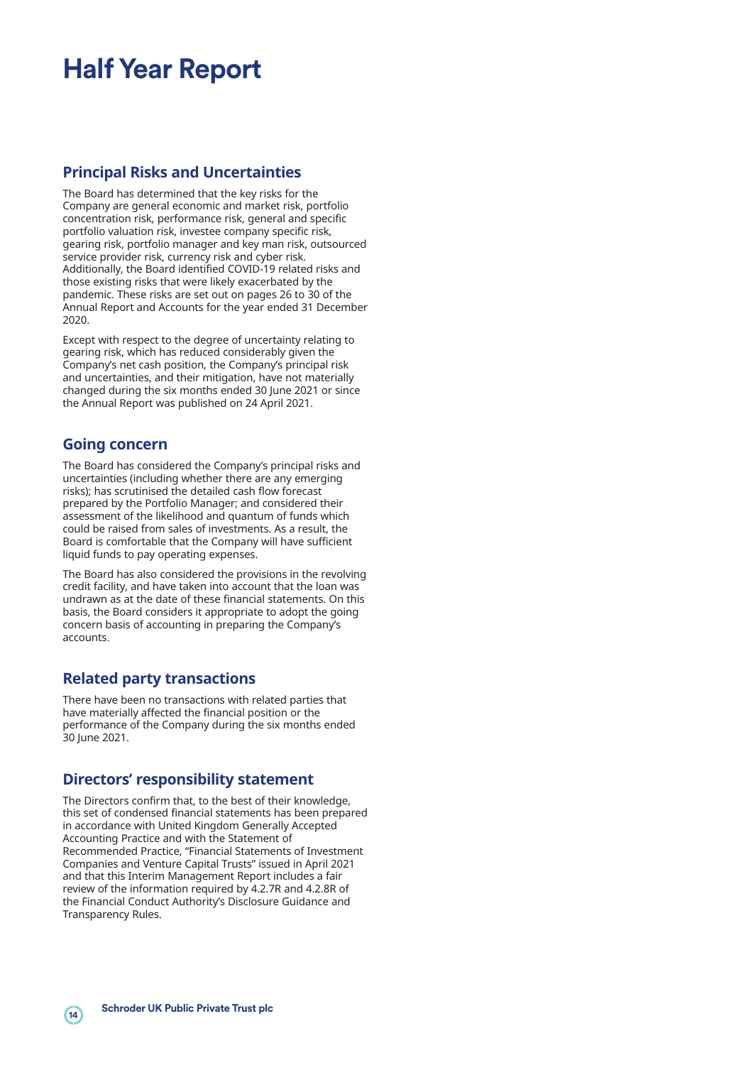# Half Year Report

## Principal Risks and Uncertainties

The Board has determined that the key risks for the Company are general economic and market risk, portfolio concentration risk, performance risk, general and specific portfolio valuation risk, investee company specific risk, gearing risk, portfolio manager and key man risk, outsourced service provider risk, currency risk and cyber risk. Additionally, the Board identified COVID-19 related risks and those existing risks that were likely exacerbated by the pandemic. These risks are set out on pages 26 to 30 of the Annual Report and Accounts for the year ended 31 December 2020.

Except with respect to the degree of uncertainty relating to gearing risk, which has reduced considerably given the Company's net cash position, the Company's principal risk and uncertainties, and their mitigation, have not materially changed during the six months ended 30 June 2021 or since the Annual Report was published on 24 April 2021.

## Going concern

The Board has considered the Company's principal risks and uncertainties (including whether there are any emerging risks); has scrutinised the detailed cash flow forecast prepared by the Portfolio Manager; and considered their assessment of the likelihood and quantum of funds which could be raised from sales of investments. As a result, the Board is comfortable that the Company will have sufficient liquid funds to pay operating expenses.

The Board has also considered the provisions in the revolving credit facility, and have taken into account that the loan was undrawn as at the date of these financial statements. On this basis, the Board considers it appropriate to adopt the going concern basis of accounting in preparing the Company's accounts.

## Related party transactions

There have been no transactions with related parties that have materially affected the financial position or the performance of the Company during the six months ended 30 June 2021.

## Directors' responsibility statement

The Directors confirm that, to the best of their knowledge, this set of condensed financial statements has been prepared in accordance with United Kingdom Generally Accepted Accounting Practice and with the Statement of Recommended Practice, "Financial Statements of Investment Companies and Venture Capital Trusts" issued in April 2021 and that this Interim Management Report includes a fair review of the information required by 4.2.7R and 4.2.8R of the Financial Conduct Authority's Disclosure Guidance and Transparency Rules.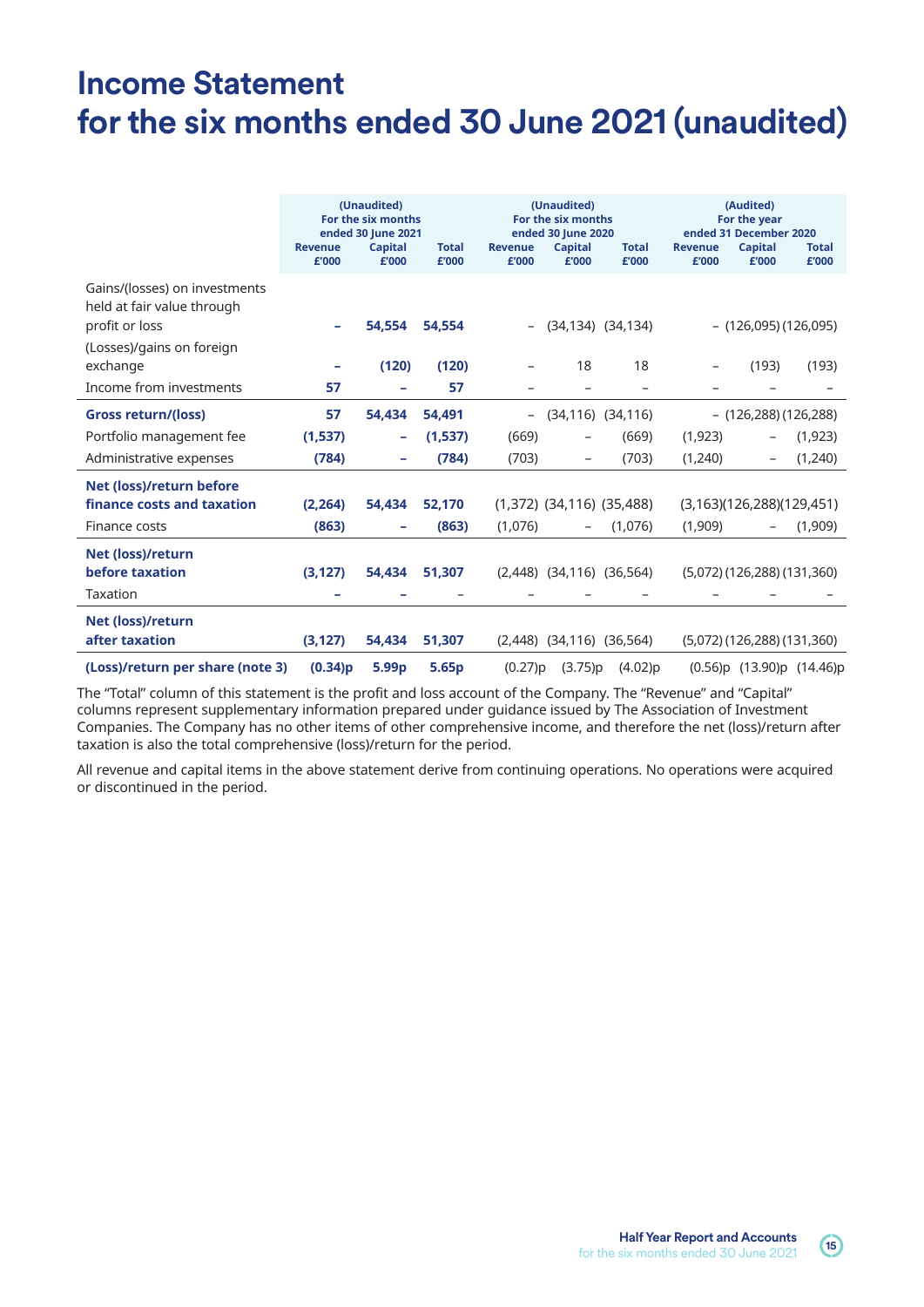# Income Statement for the six months ended 30 June 2021 (unaudited)

| | (Unaudited) For the six months ended 30 June 2021 | | | (Unaudited) For the six months ended 30 June 2020 | | | (Audited) For the year ended 31 December 2020 | | |
|---|---|---|---|---|---|---|---|---|---|
| | Revenue £'000 | Capital £'000 | Total £'000 | Revenue £'000 | Capital £'000 | Total £'000 | Revenue £'000 | Capital £'000 | Total £'000 |
| Gains/(losses) on investments held at fair value through profit or loss | – | **54,554** | **54,554** | – | (34,134) | (34,134) | – | (126,095) | (126,095) |
| (Losses)/gains on foreign exchange | – | **(120)** | **(120)** | – | 18 | 18 | – | (193) | (193) |
| Income from investments | **57** | – | **57** | – | – | – | – | – | – |
| **Gross return/(loss)** | **57** | **54,434** | **54,491** | – | (34,116) | (34,116) | – | (126,288) | (126,288) |
| Portfolio management fee | **(1,537)** | – | **(1,537)** | (669) | – | (669) | (1,923) | – | (1,923) |
| Administrative expenses | **(784)** | – | **(784)** | (703) | – | (703) | (1,240) | – | (1,240) |
| **Net (loss)/return before finance costs and taxation** | **(2,264)** | **54,434** | **52,170** | (1,372) | (34,116) | (35,488) | (3,163) | (126,288) | (129,451) |
| Finance costs | **(863)** | – | **(863)** | (1,076) | – | (1,076) | (1,909) | – | (1,909) |
| **Net (loss)/return before taxation** | **(3,127)** | **54,434** | **51,307** | (2,448) | (34,116) | (36,564) | (5,072) | (126,288) | (131,360) |
| Taxation | – | – | – | – | – | – | – | – | – |
| **Net (loss)/return after taxation** | **(3,127)** | **54,434** | **51,307** | (2,448) | (34,116) | (36,564) | (5,072) | (126,288) | (131,360) |
| **(Loss)/return per share (note 3)** | **(0.34)p** | **5.99p** | **5.65p** | (0.27)p | (3.75)p | (4.02)p | (0.56)p | (13.90)p | (14.46)p |

The "Total" column of this statement is the profit and loss account of the Company. The "Revenue" and "Capital" columns represent supplementary information prepared under guidance issued by The Association of Investment Companies. The Company has no other items of other comprehensive income, and therefore the net (loss)/return after taxation is also the total comprehensive (loss)/return for the period.

All revenue and capital items in the above statement derive from continuing operations. No operations were acquired or discontinued in the period.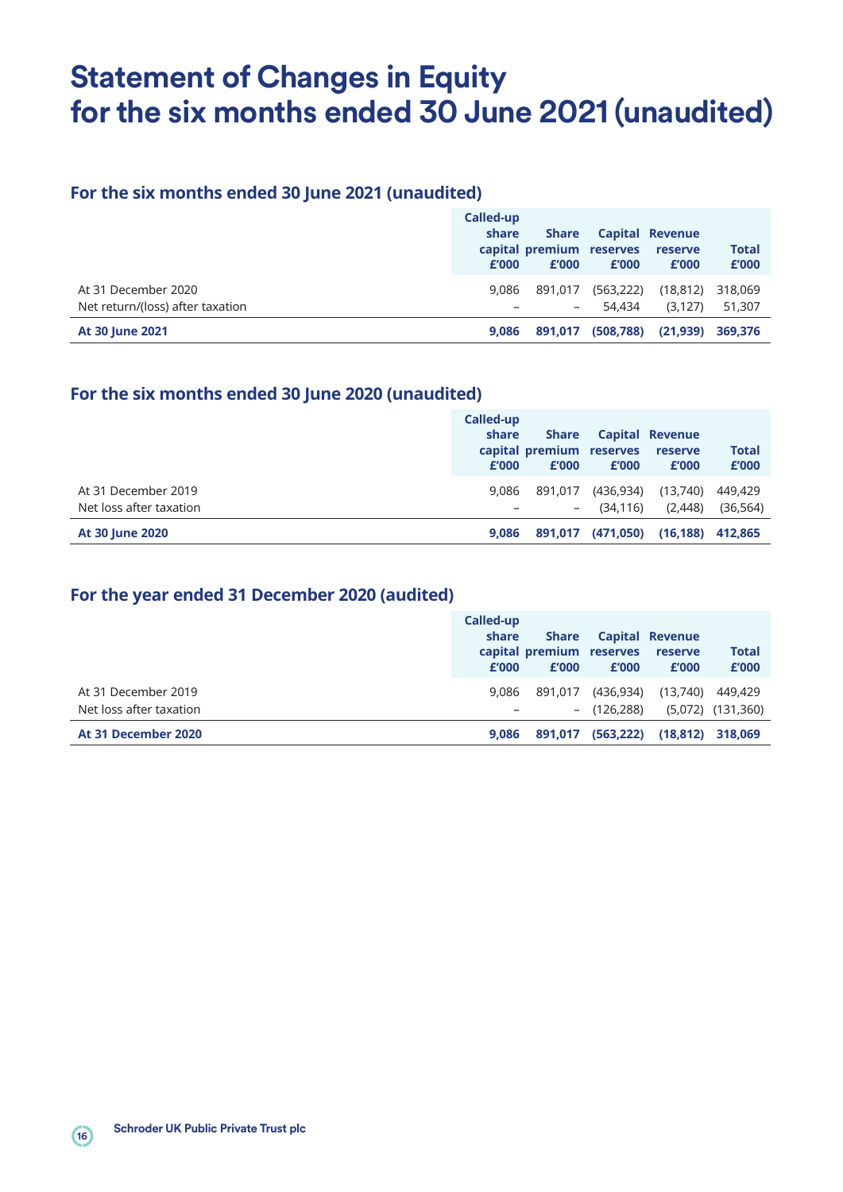# Statement of Changes in Equity for the six months ended 30 June 2021 (unaudited)

## For the six months ended 30 June 2021 (unaudited)

| | Called-up share capital £'000 | Share premium £'000 | Capital reserves £'000 | Revenue reserve £'000 | Total £'000 |
|---|---|---|---|---|---|
| At 31 December 2020 | 9,086 | 891,017 | (563,222) | (18,812) | 318,069 |
| Net return/(loss) after taxation | – | – | 54,434 | (3,127) | 51,307 |
| **At 30 June 2021** | **9,086** | **891,017** | **(508,788)** | **(21,939)** | **369,376** |

## For the six months ended 30 June 2020 (unaudited)

| | Called-up share capital £'000 | Share premium £'000 | Capital reserves £'000 | Revenue reserve £'000 | Total £'000 |
|---|---|---|---|---|---|
| At 31 December 2019 | 9,086 | 891,017 | (436,934) | (13,740) | 449,429 |
| Net loss after taxation | – | – | (34,116) | (2,448) | (36,564) |
| **At 30 June 2020** | **9,086** | **891,017** | **(471,050)** | **(16,188)** | **412,865** |

## For the year ended 31 December 2020 (audited)

| | Called-up share capital £'000 | Share premium £'000 | Capital reserves £'000 | Revenue reserve £'000 | Total £'000 |
|---|---|---|---|---|---|
| At 31 December 2019 | 9,086 | 891,017 | (436,934) | (13,740) | 449,429 |
| Net loss after taxation | – | – | (126,288) | (5,072) | (131,360) |
| **At 31 December 2020** | **9,086** | **891,017** | **(563,222)** | **(18,812)** | **318,069** |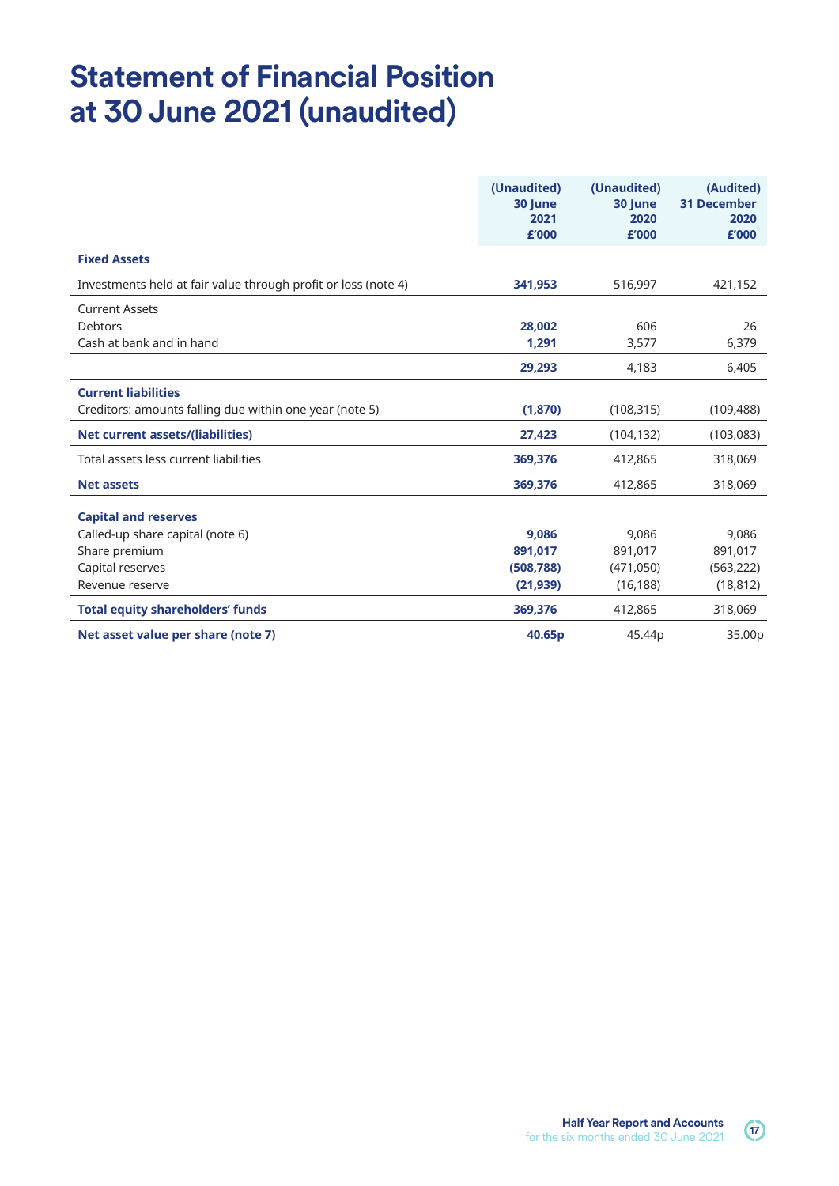# Statement of Financial Position at 30 June 2021 (unaudited)

| | (Unaudited) 30 June 2021 £'000 | (Unaudited) 30 June 2020 £'000 | (Audited) 31 December 2020 £'000 |
|---|---|---|---|
| **Fixed Assets** | | | |
| Investments held at fair value through profit or loss (note 4) | **341,953** | 516,997 | 421,152 |
| Current Assets | | | |
| Debtors | **28,002** | 606 | 26 |
| Cash at bank and in hand | **1,291** | 3,577 | 6,379 |
| | **29,293** | 4,183 | 6,405 |
| **Current liabilities** | | | |
| Creditors: amounts falling due within one year (note 5) | **(1,870)** | (108,315) | (109,488) |
| **Net current assets/(liabilities)** | **27,423** | (104,132) | (103,083) |
| Total assets less current liabilities | **369,376** | 412,865 | 318,069 |
| **Net assets** | **369,376** | 412,865 | 318,069 |
| **Capital and reserves** | | | |
| Called-up share capital (note 6) | **9,086** | 9,086 | 9,086 |
| Share premium | **891,017** | 891,017 | 891,017 |
| Capital reserves | **(508,788)** | (471,050) | (563,222) |
| Revenue reserve | **(21,939)** | (16,188) | (18,812) |
| **Total equity shareholders' funds** | **369,376** | 412,865 | 318,069 |
| **Net asset value per share (note 7)** | **40.65p** | 45.44p | 35.00p |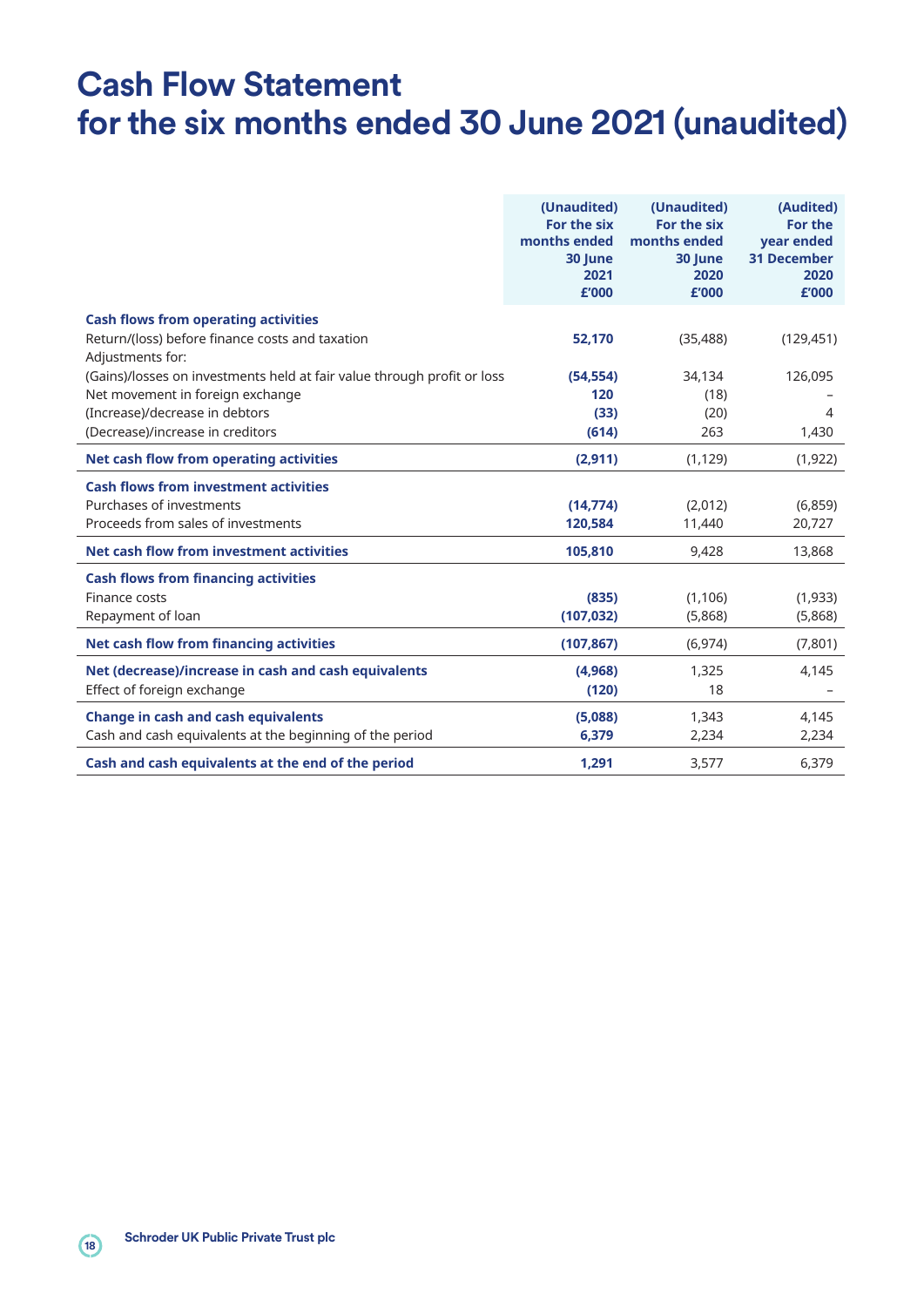# Cash Flow Statement for the six months ended 30 June 2021 (unaudited)

| | (Unaudited) For the six months ended 30 June 2021 £'000 | (Unaudited) For the six months ended 30 June 2020 £'000 | (Audited) For the year ended 31 December 2020 £'000 |
|---|---|---|---|
| **Cash flows from operating activities** | | | |
| Return/(loss) before finance costs and taxation | **52,170** | (35,488) | (129,451) |
| Adjustments for: | | | |
| (Gains)/losses on investments held at fair value through profit or loss | **(54,554)** | 34,134 | 126,095 |
| Net movement in foreign exchange | **120** | (18) | – |
| (Increase)/decrease in debtors | **(33)** | (20) | 4 |
| (Decrease)/increase in creditors | **(614)** | 263 | 1,430 |
| **Net cash flow from operating activities** | **(2,911)** | (1,129) | (1,922) |
| **Cash flows from investment activities** | | | |
| Purchases of investments | **(14,774)** | (2,012) | (6,859) |
| Proceeds from sales of investments | **120,584** | 11,440 | 20,727 |
| **Net cash flow from investment activities** | **105,810** | 9,428 | 13,868 |
| **Cash flows from financing activities** | | | |
| Finance costs | **(835)** | (1,106) | (1,933) |
| Repayment of loan | **(107,032)** | (5,868) | (5,868) |
| **Net cash flow from financing activities** | **(107,867)** | (6,974) | (7,801) |
| **Net (decrease)/increase in cash and cash equivalents** | **(4,968)** | 1,325 | 4,145 |
| Effect of foreign exchange | **(120)** | 18 | – |
| **Change in cash and cash equivalents** | **(5,088)** | 1,343 | 4,145 |
| Cash and cash equivalents at the beginning of the period | **6,379** | 2,234 | 2,234 |
| **Cash and cash equivalents at the end of the period** | **1,291** | 3,577 | 6,379 |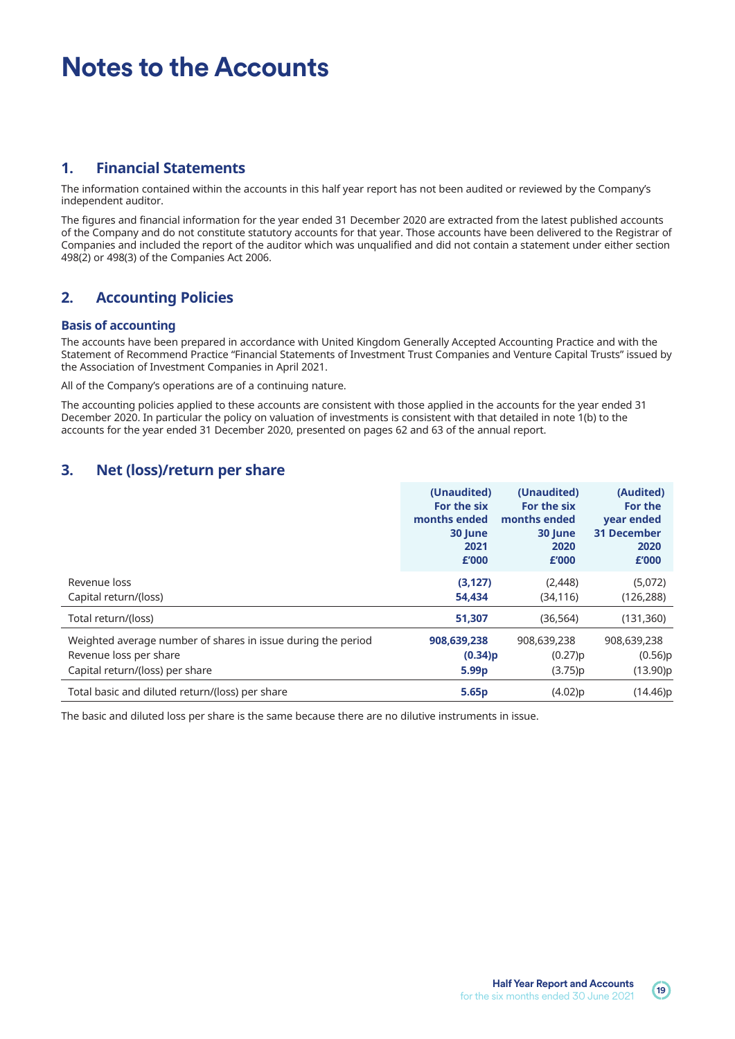# Notes to the Accounts

## 1. Financial Statements

The information contained within the accounts in this half year report has not been audited or reviewed by the Company's independent auditor.

The figures and financial information for the year ended 31 December 2020 are extracted from the latest published accounts of the Company and do not constitute statutory accounts for that year. Those accounts have been delivered to the Registrar of Companies and included the report of the auditor which was unqualified and did not contain a statement under either section 498(2) or 498(3) of the Companies Act 2006.

## 2. Accounting Policies

### Basis of accounting

The accounts have been prepared in accordance with United Kingdom Generally Accepted Accounting Practice and with the Statement of Recommend Practice "Financial Statements of Investment Trust Companies and Venture Capital Trusts" issued by the Association of Investment Companies in April 2021.

All of the Company's operations are of a continuing nature.

The accounting policies applied to these accounts are consistent with those applied in the accounts for the year ended 31 December 2020. In particular the policy on valuation of investments is consistent with that detailed in note 1(b) to the accounts for the year ended 31 December 2020, presented on pages 62 and 63 of the annual report.

## 3. Net (loss)/return per share

| | **(Unaudited) For the six months ended 30 June 2021 £'000** | (Unaudited) For the six months ended 30 June 2020 £'000 | (Audited) For the year ended 31 December 2020 £'000 |
|---|---|---|---|
| Revenue loss | **(3,127)** | (2,448) | (5,072) |
| Capital return/(loss) | **54,434** | (34,116) | (126,288) |
| Total return/(loss) | **51,307** | (36,564) | (131,360) |
| Weighted average number of shares in issue during the period | **908,639,238** | 908,639,238 | 908,639,238 |
| Revenue loss per share | **(0.34)p** | (0.27)p | (0.56)p |
| Capital return/(loss) per share | **5.99p** | (3.75)p | (13.90)p |
| Total basic and diluted return/(loss) per share | **5.65p** | (4.02)p | (14.46)p |

The basic and diluted loss per share is the same because there are no dilutive instruments in issue.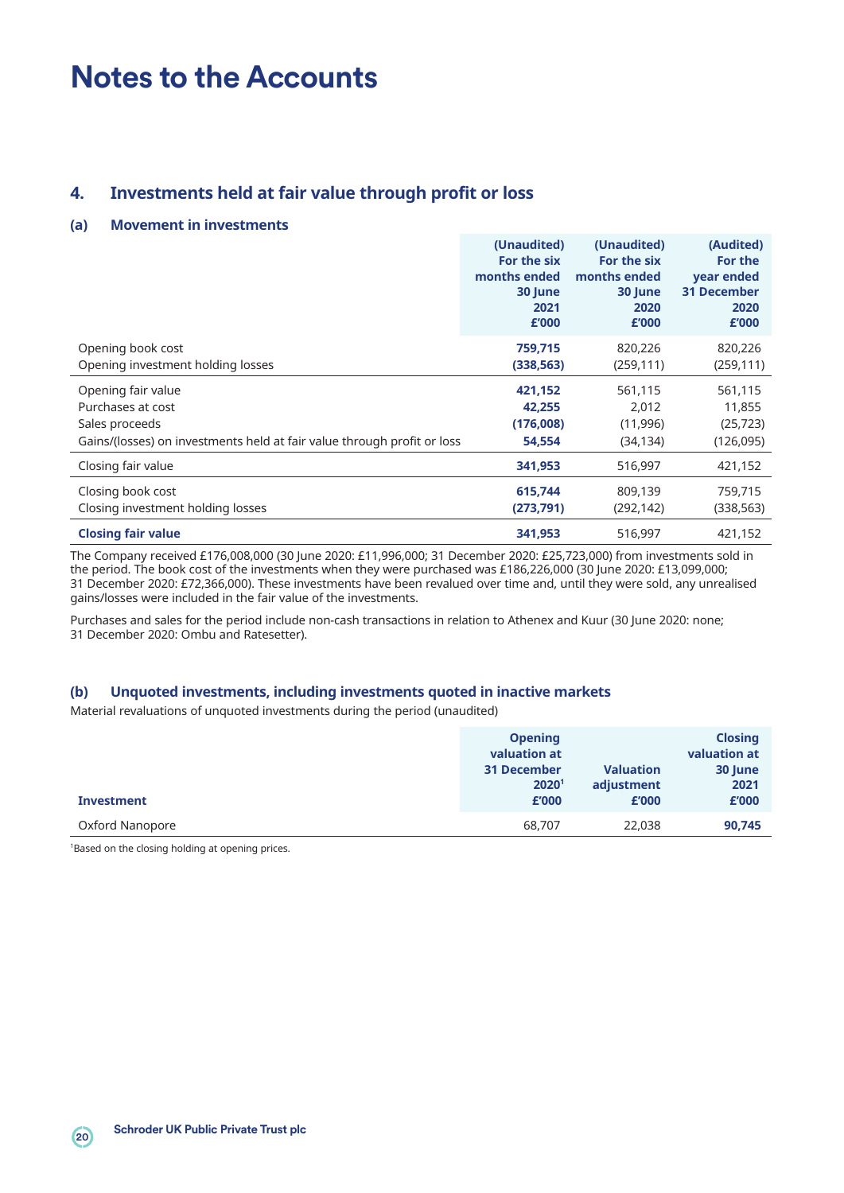# Notes to the Accounts

## 4. Investments held at fair value through profit or loss

### (a) Movement in investments

| | (Unaudited) For the six months ended 30 June 2021 £'000 | (Unaudited) For the six months ended 30 June 2020 £'000 | (Audited) For the year ended 31 December 2020 £'000 |
|---|---|---|---|
| Opening book cost | **759,715** | 820,226 | 820,226 |
| Opening investment holding losses | **(338,563)** | (259,111) | (259,111) |
| Opening fair value | **421,152** | 561,115 | 561,115 |
| Purchases at cost | **42,255** | 2,012 | 11,855 |
| Sales proceeds | **(176,008)** | (11,996) | (25,723) |
| Gains/(losses) on investments held at fair value through profit or loss | **54,554** | (34,134) | (126,095) |
| Closing fair value | **341,953** | 516,997 | 421,152 |
| Closing book cost | **615,744** | 809,139 | 759,715 |
| Closing investment holding losses | **(273,791)** | (292,142) | (338,563) |
| **Closing fair value** | **341,953** | 516,997 | 421,152 |

The Company received £176,008,000 (30 June 2020: £11,996,000; 31 December 2020: £25,723,000) from investments sold in the period. The book cost of the investments when they were purchased was £186,226,000 (30 June 2020: £13,099,000; 31 December 2020: £72,366,000). These investments have been revalued over time and, until they were sold, any unrealised gains/losses were included in the fair value of the investments.

Purchases and sales for the period include non-cash transactions in relation to Athenex and Kuur (30 June 2020: none; 31 December 2020: Ombu and Ratesetter).

### (b) Unquoted investments, including investments quoted in inactive markets

Material revaluations of unquoted investments during the period (unaudited)

| Investment | Opening valuation at 31 December 2020[1] £'000 | Valuation adjustment £'000 | Closing valuation at 30 June 2021 £'000 |
|---|---|---|---|
| Oxford Nanopore | 68,707 | 22,038 | **90,745** |

[1]Based on the closing holding at opening prices.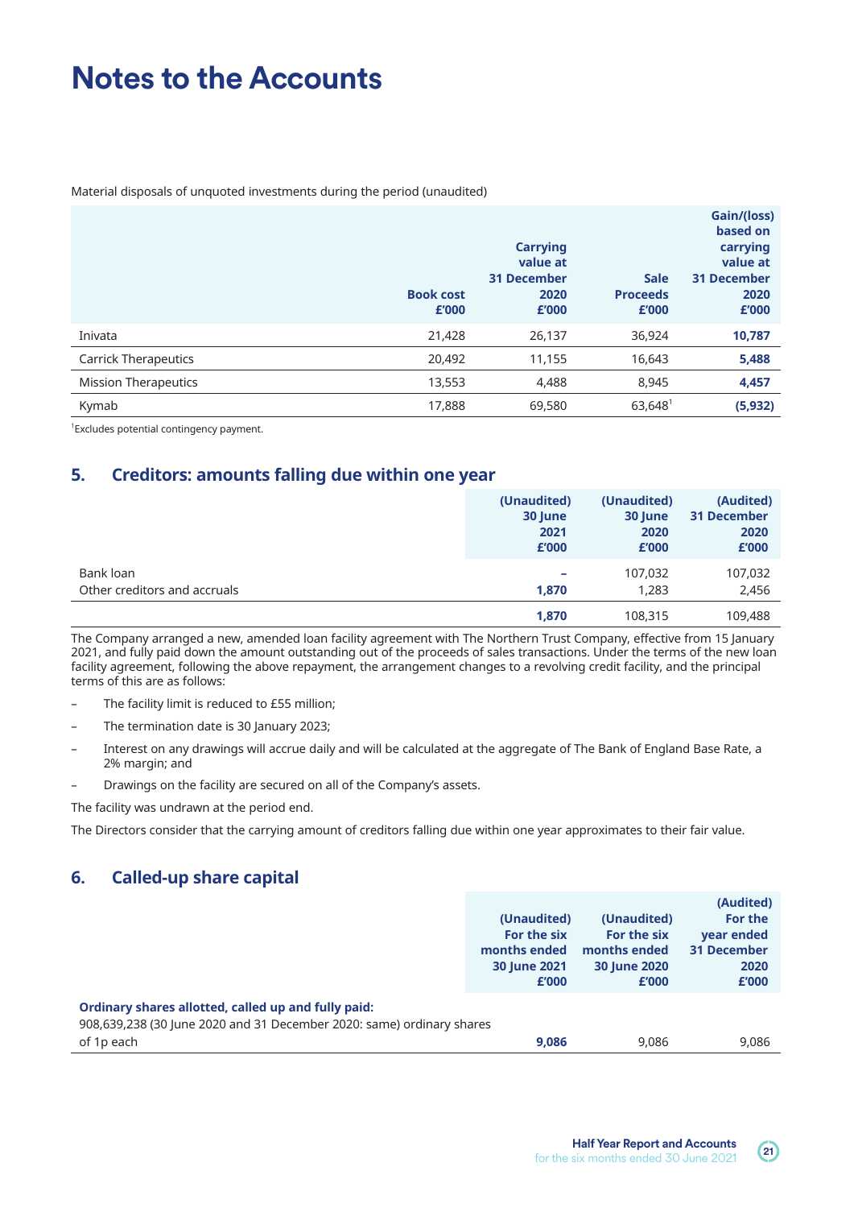# Notes to the Accounts

Material disposals of unquoted investments during the period (unaudited)

| | Book cost £'000 | Carrying value at 31 December 2020 £'000 | Sale Proceeds £'000 | Gain/(loss) based on carrying value at 31 December 2020 £'000 |
|---|---|---|---|---|
| Inivata | 21,428 | 26,137 | 36,924 | **10,787** |
| Carrick Therapeutics | 20,492 | 11,155 | 16,643 | **5,488** |
| Mission Therapeutics | 13,553 | 4,488 | 8,945 | **4,457** |
| Kymab | 17,888 | 69,580 | 63,648[1] | **(5,932)** |

[1]Excludes potential contingency payment.

## 5. Creditors: amounts falling due within one year

| | (Unaudited) 30 June 2021 £'000 | (Unaudited) 30 June 2020 £'000 | (Audited) 31 December 2020 £'000 |
|---|---|---|---|
| Bank loan | – | 107,032 | 107,032 |
| Other creditors and accruals | **1,870** | 1,283 | 2,456 |
| | **1,870** | 108,315 | 109,488 |

The Company arranged a new, amended loan facility agreement with The Northern Trust Company, effective from 15 January 2021, and fully paid down the amount outstanding out of the proceeds of sales transactions. Under the terms of the new loan facility agreement, following the above repayment, the arrangement changes to a revolving credit facility, and the principal terms of this are as follows:

- The facility limit is reduced to £55 million;
- The termination date is 30 January 2023;
- Interest on any drawings will accrue daily and will be calculated at the aggregate of The Bank of England Base Rate, a 2% margin; and
- Drawings on the facility are secured on all of the Company's assets.

The facility was undrawn at the period end.

The Directors consider that the carrying amount of creditors falling due within one year approximates to their fair value.

## 6. Called-up share capital

| | (Unaudited) For the six months ended 30 June 2021 £'000 | (Unaudited) For the six months ended 30 June 2020 £'000 | (Audited) For the year ended 31 December 2020 £'000 |
|---|---|---|---|
| **Ordinary shares allotted, called up and fully paid:** | | | |
| 908,639,238 (30 June 2020 and 31 December 2020: same) ordinary shares of 1p each | **9,086** | 9,086 | 9,086 |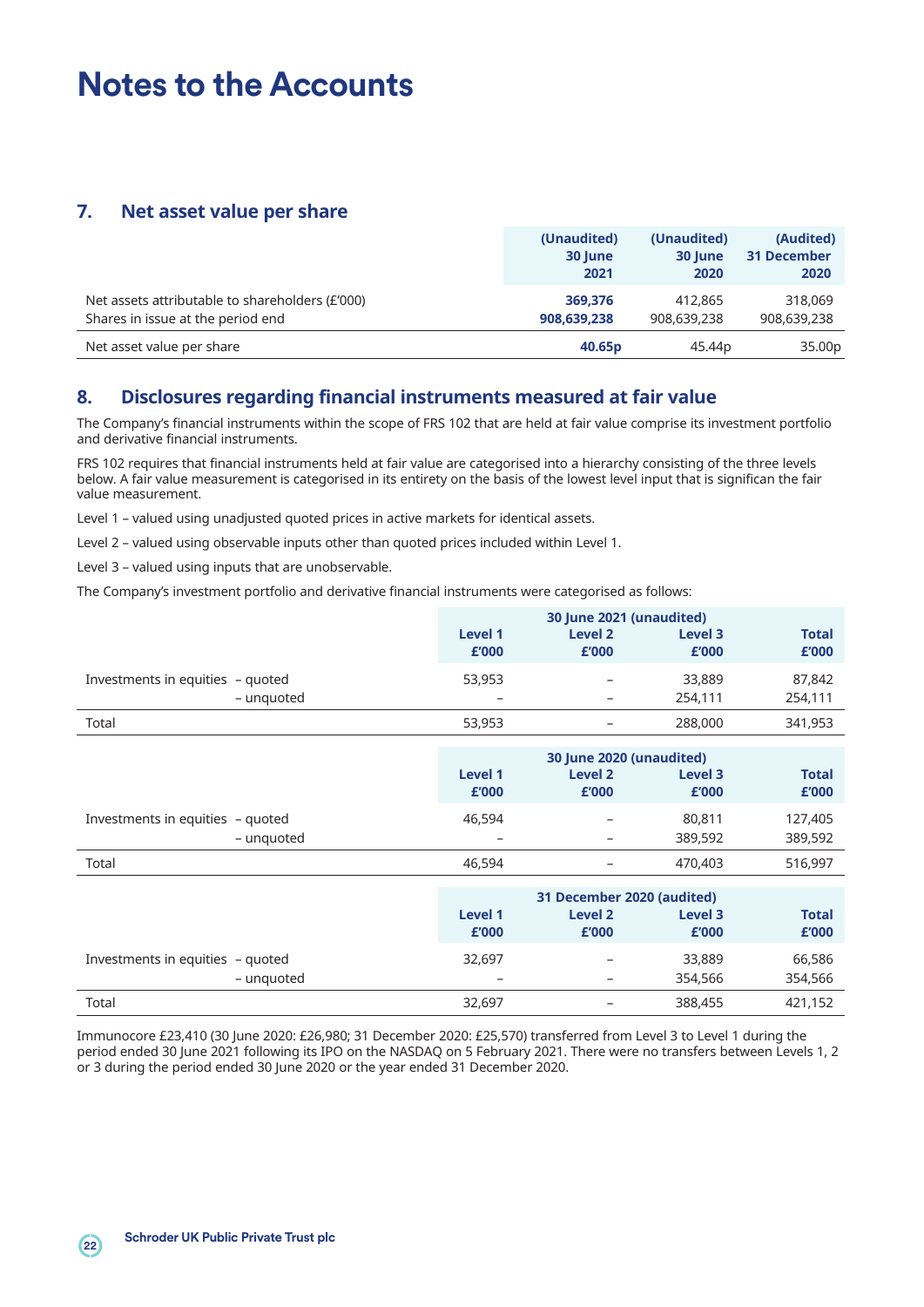# Notes to the Accounts

## 7. Net asset value per share

| | (Unaudited) 30 June 2021 | (Unaudited) 30 June 2020 | (Audited) 31 December 2020 |
|---|---|---|---|
| Net assets attributable to shareholders (£'000) | **369,376** | 412,865 | 318,069 |
| Shares in issue at the period end | **908,639,238** | 908,639,238 | 908,639,238 |
| Net asset value per share | **40.65p** | 45.44p | 35.00p |

## 8. Disclosures regarding financial instruments measured at fair value

The Company's financial instruments within the scope of FRS 102 that are held at fair value comprise its investment portfolio and derivative financial instruments.

FRS 102 requires that financial instruments held at fair value are categorised into a hierarchy consisting of the three levels below. A fair value measurement is categorised in its entirety on the basis of the lowest level input that is significan the fair value measurement.

Level 1 – valued using unadjusted quoted prices in active markets for identical assets.

Level 2 – valued using observable inputs other than quoted prices included within Level 1.

Level 3 – valued using inputs that are unobservable.

The Company's investment portfolio and derivative financial instruments were categorised as follows:

| | 30 June 2021 (unaudited) | | | |
|---|---|---|---|---|
| | Level 1 £'000 | Level 2 £'000 | Level 3 £'000 | Total £'000 |
| Investments in equities – quoted | 53,953 | – | 33,889 | 87,842 |
| – unquoted | – | – | 254,111 | 254,111 |
| Total | 53,953 | – | 288,000 | 341,953 |

| | 30 June 2020 (unaudited) | | | |
|---|---|---|---|---|
| | Level 1 £'000 | Level 2 £'000 | Level 3 £'000 | Total £'000 |
| Investments in equities – quoted | 46,594 | – | 80,811 | 127,405 |
| – unquoted | – | – | 389,592 | 389,592 |
| Total | 46,594 | – | 470,403 | 516,997 |

| | 31 December 2020 (audited) | | | |
|---|---|---|---|---|
| | Level 1 £'000 | Level 2 £'000 | Level 3 £'000 | Total £'000 |
| Investments in equities – quoted | 32,697 | – | 33,889 | 66,586 |
| – unquoted | – | – | 354,566 | 354,566 |
| Total | 32,697 | – | 388,455 | 421,152 |

Immunocore £23,410 (30 June 2020: £26,980; 31 December 2020: £25,570) transferred from Level 3 to Level 1 during the period ended 30 June 2021 following its IPO on the NASDAQ on 5 February 2021. There were no transfers between Levels 1, 2 or 3 during the period ended 30 June 2020 or the year ended 31 December 2020.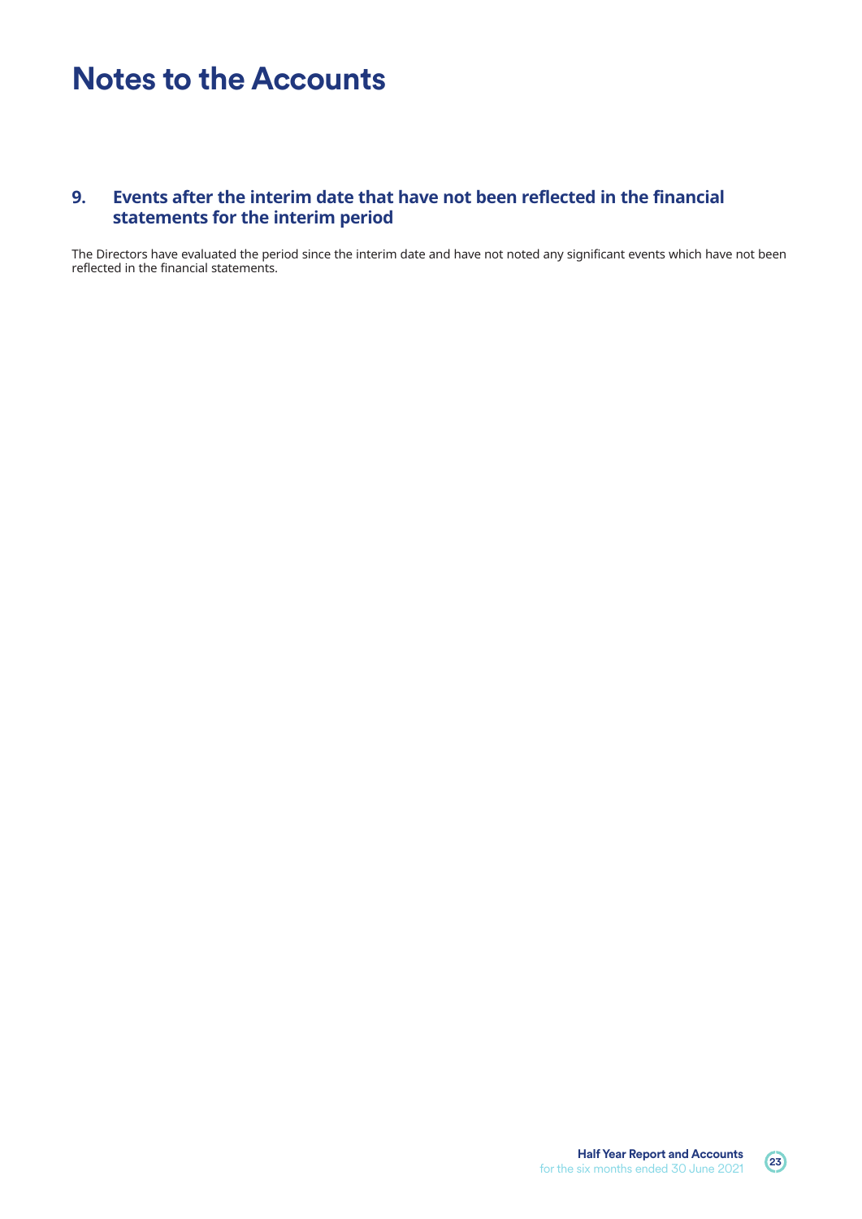# Notes to the Accounts

## 9. Events after the interim date that have not been reflected in the financial statements for the interim period

The Directors have evaluated the period since the interim date and have not noted any significant events which have not been reflected in the financial statements.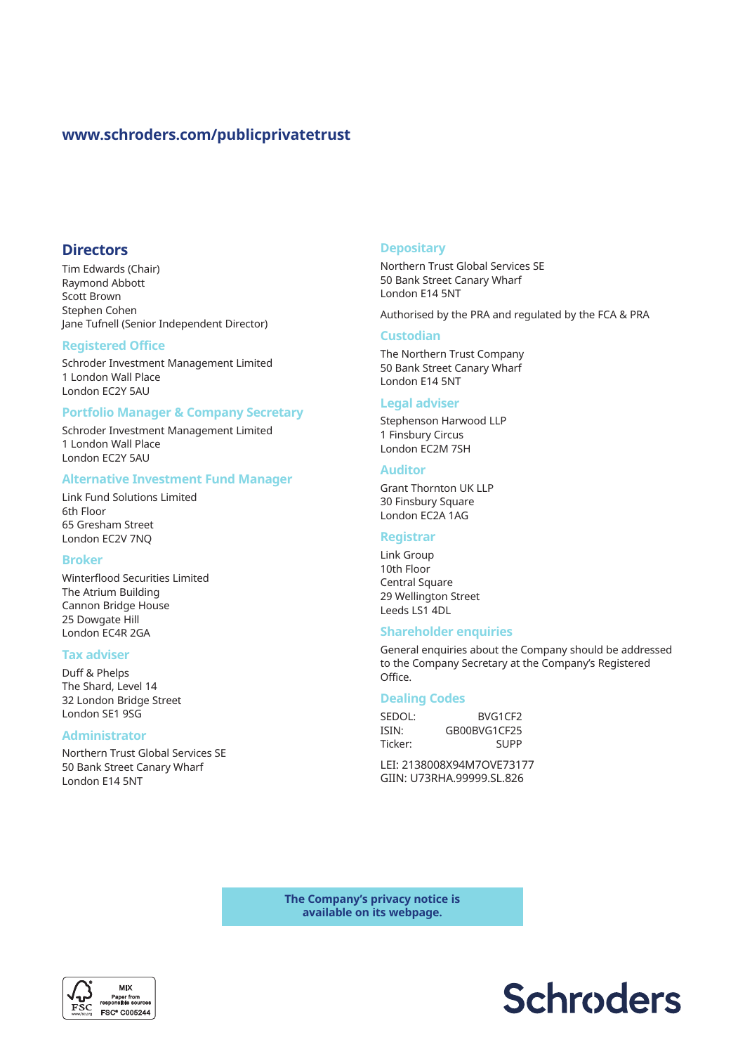**www.schroders.com/publicprivatetrust**

## Directors

Tim Edwards (Chair)
Raymond Abbott
Scott Brown
Stephen Cohen
Jane Tufnell (Senior Independent Director)

### Registered Office

Schroder Investment Management Limited
1 London Wall Place
London EC2Y 5AU

### Portfolio Manager & Company Secretary

Schroder Investment Management Limited
1 London Wall Place
London EC2Y 5AU

### Alternative Investment Fund Manager

Link Fund Solutions Limited
6th Floor
65 Gresham Street
London EC2V 7NQ

### Broker

Winterflood Securities Limited
The Atrium Building
Cannon Bridge House
25 Dowgate Hill
London EC4R 2GA

### Tax adviser

Duff & Phelps
The Shard, Level 14
32 London Bridge Street
London SE1 9SG

### Administrator

Northern Trust Global Services SE
50 Bank Street Canary Wharf
London E14 5NT

### Depositary

Northern Trust Global Services SE
50 Bank Street Canary Wharf
London E14 5NT

Authorised by the PRA and regulated by the FCA & PRA

### Custodian

The Northern Trust Company
50 Bank Street Canary Wharf
London E14 5NT

### Legal adviser

Stephenson Harwood LLP
1 Finsbury Circus
London EC2M 7SH

### Auditor

Grant Thornton UK LLP
30 Finsbury Square
London EC2A 1AG

### Registrar

Link Group
10th Floor
Central Square
29 Wellington Street
Leeds LS1 4DL

### Shareholder enquiries

General enquiries about the Company should be addressed to the Company Secretary at the Company's Registered Office.

### Dealing Codes

| | |
|---|---|
| SEDOL: | BVG1CF2 |
| ISIN: | GB00BVG1CF25 |
| Ticker: | SUPP |

LEI: 2138008X94M7OVE73177
GIIN: U73RHA.99999.SL.826

**The Company's privacy notice is available on its webpage.**

MIX
Paper from responsible sources
FSC® C005244

Schroders